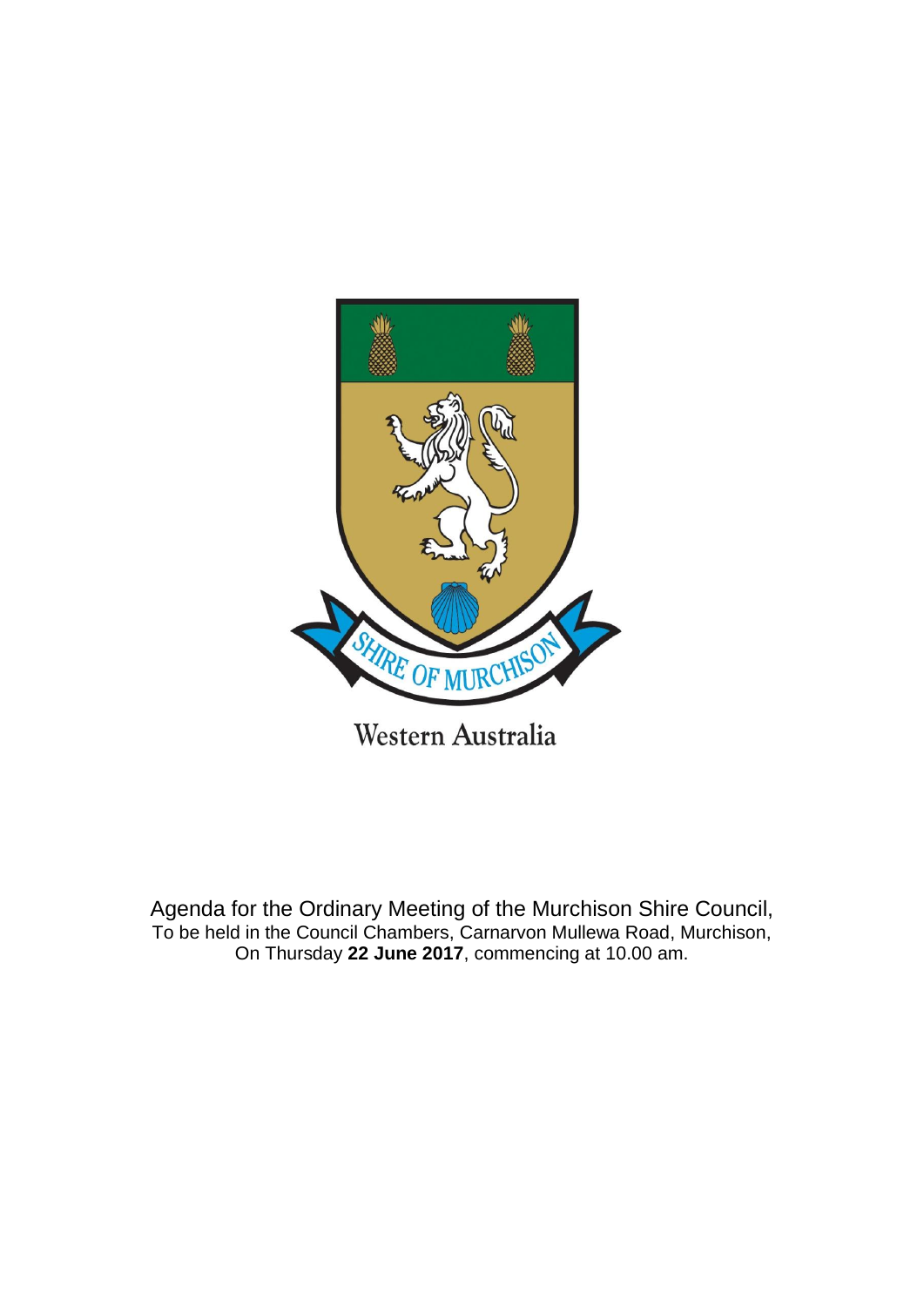SHIRE OF MURCHISON

Western Australia

Agenda for the Ordinary Meeting of the Murchison Shire Council,
To be held in the Council Chambers, Carnarvon Mullewa Road, Murchison,
On Thursday **22 June 2017**, commencing at 10.00 am.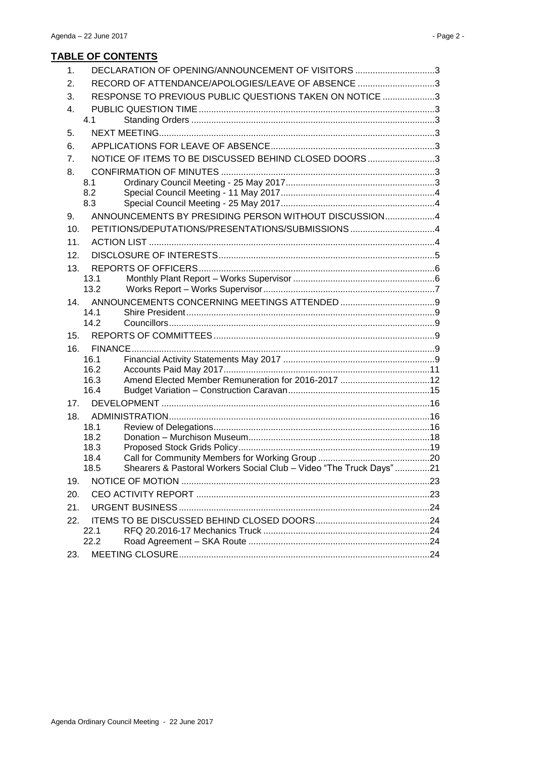## TABLE OF CONTENTS

1. DECLARATION OF OPENING/ANNOUNCEMENT OF VISITORS ....3
2. RECORD OF ATTENDANCE/APOLOGIES/LEAVE OF ABSENCE ....3
3. RESPONSE TO PREVIOUS PUBLIC QUESTIONS TAKEN ON NOTICE ....3
4. PUBLIC QUESTION TIME ....3
   - 4.1 Standing Orders ....3
5. NEXT MEETING ....3
6. APPLICATIONS FOR LEAVE OF ABSENCE ....3
7. NOTICE OF ITEMS TO BE DISCUSSED BEHIND CLOSED DOORS ....3
8. CONFIRMATION OF MINUTES ....3
   - 8.1 Ordinary Council Meeting - 25 May 2017 ....3
   - 8.2 Special Council Meeting - 11 May 2017 ....4
   - 8.3 Special Council Meeting - 25 May 2017 ....4
9. ANNOUNCEMENTS BY PRESIDING PERSON WITHOUT DISCUSSION ....4
10. PETITIONS/DEPUTATIONS/PRESENTATIONS/SUBMISSIONS ....4
11. ACTION LIST ....4
12. DISCLOSURE OF INTERESTS ....5
13. REPORTS OF OFFICERS ....6
    - 13.1 Monthly Plant Report – Works Supervisor ....6
    - 13.2 Works Report – Works Supervisor ....7
14. ANNOUNCEMENTS CONCERNING MEETINGS ATTENDED ....9
    - 14.1 Shire President ....9
    - 14.2 Councillors ....9
15. REPORTS OF COMMITTEES ....9
16. FINANCE ....9
    - 16.1 Financial Activity Statements May 2017 ....9
    - 16.2 Accounts Paid May 2017 ....11
    - 16.3 Amend Elected Member Remuneration for 2016-2017 ....12
    - 16.4 Budget Variation – Construction Caravan ....15
17. DEVELOPMENT ....16
18. ADMINISTRATION ....16
    - 18.1 Review of Delegations ....16
    - 18.2 Donation – Murchison Museum ....18
    - 18.3 Proposed Stock Grids Policy ....19
    - 18.4 Call for Community Members for Working Group ....20
    - 18.5 Shearers & Pastoral Workers Social Club – Video "The Truck Days" ....21
19. NOTICE OF MOTION ....23
20. CEO ACTIVITY REPORT ....23
21. URGENT BUSINESS ....24
22. ITEMS TO BE DISCUSSED BEHIND CLOSED DOORS ....24
    - 22.1 RFQ 20.2016-17 Mechanics Truck ....24
    - 22.2 Road Agreement – SKA Route ....24
23. MEETING CLOSURE ....24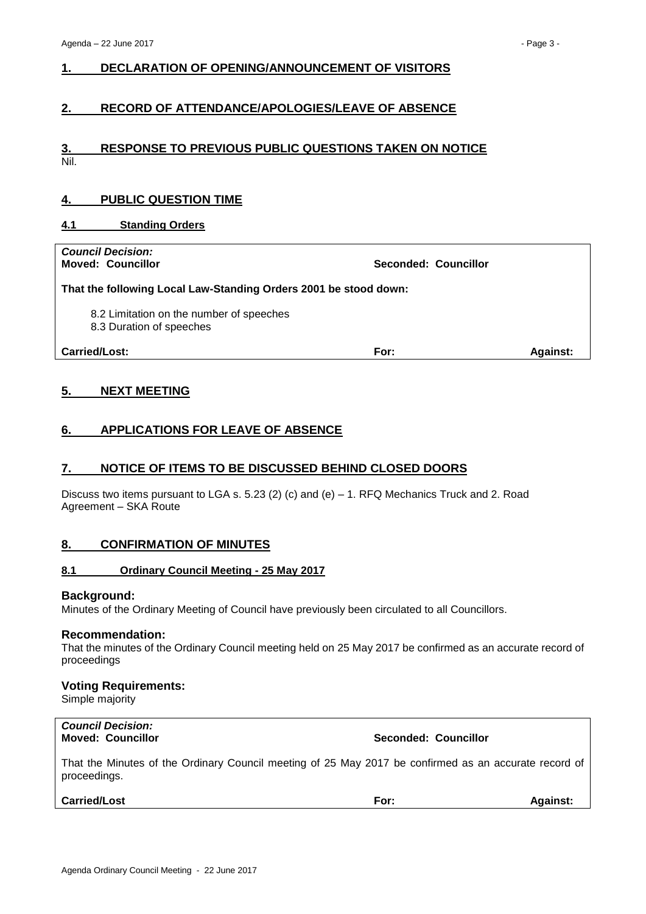## 1. DECLARATION OF OPENING/ANNOUNCEMENT OF VISITORS

## 2. RECORD OF ATTENDANCE/APOLOGIES/LEAVE OF ABSENCE

## 3. RESPONSE TO PREVIOUS PUBLIC QUESTIONS TAKEN ON NOTICE

Nil.

## 4. PUBLIC QUESTION TIME

### 4.1 Standing Orders

***Council Decision:***
**Moved: Councillor** **Seconded: Councillor**

**That the following Local Law-Standing Orders 2001 be stood down:**

8.2 Limitation on the number of speeches
8.3 Duration of speeches

**Carried/Lost:** **For:** **Against:**

## 5. NEXT MEETING

## 6. APPLICATIONS FOR LEAVE OF ABSENCE

## 7. NOTICE OF ITEMS TO BE DISCUSSED BEHIND CLOSED DOORS

Discuss two items pursuant to LGA s. 5.23 (2) (c) and (e) – 1. RFQ Mechanics Truck and 2. Road Agreement – SKA Route

## 8. CONFIRMATION OF MINUTES

### 8.1 Ordinary Council Meeting - 25 May 2017

**Background:**
Minutes of the Ordinary Meeting of Council have previously been circulated to all Councillors.

**Recommendation:**
That the minutes of the Ordinary Council meeting held on 25 May 2017 be confirmed as an accurate record of proceedings

**Voting Requirements:**
Simple majority

***Council Decision:***
**Moved: Councillor** **Seconded: Councillor**

That the Minutes of the Ordinary Council meeting of 25 May 2017 be confirmed as an accurate record of proceedings.

**Carried/Lost** **For:** **Against:**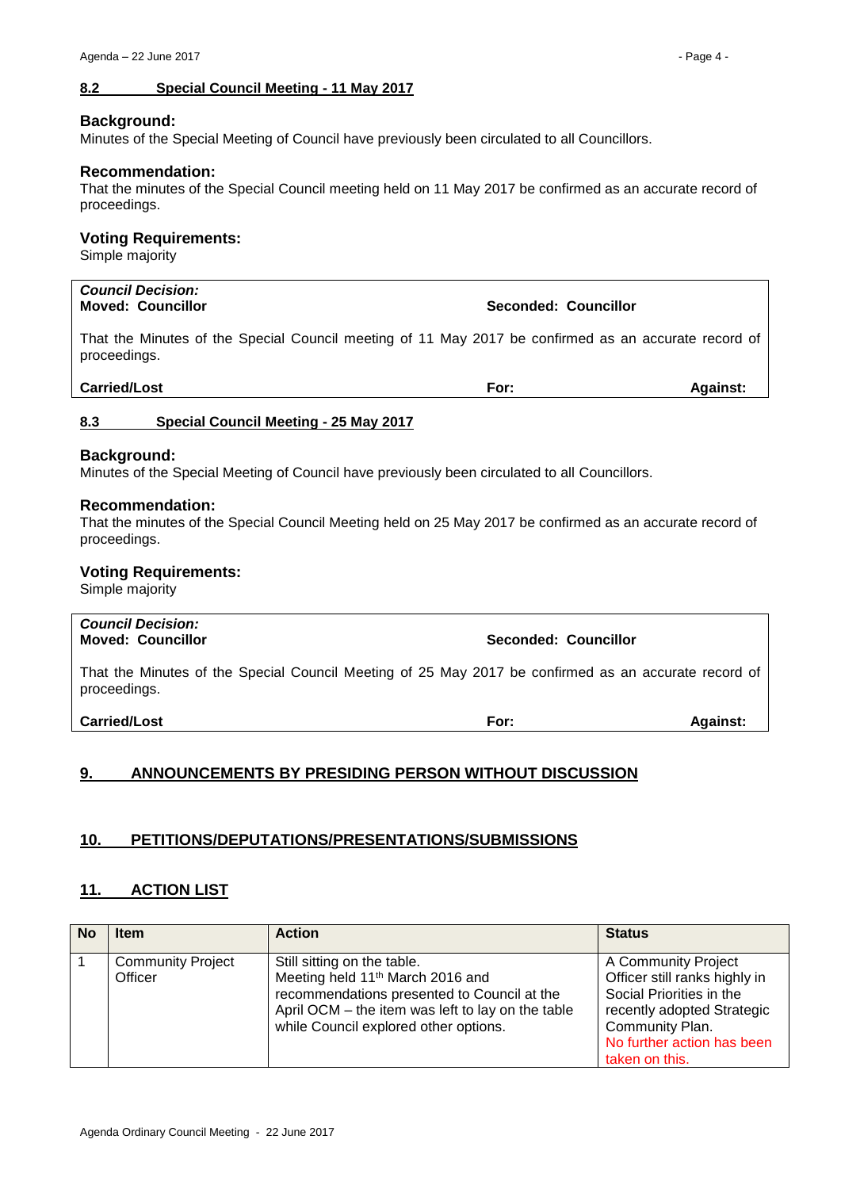### 8.2 Special Council Meeting - 11 May 2017

**Background:**

Minutes of the Special Meeting of Council have previously been circulated to all Councillors.

**Recommendation:**

That the minutes of the Special Council meeting held on 11 May 2017 be confirmed as an accurate record of proceedings.

**Voting Requirements:**

Simple majority

| ***Council Decision:*** | | |
|---|---|---|
| **Moved: Councillor** | **Seconded: Councillor** | |
| That the Minutes of the Special Council meeting of 11 May 2017 be confirmed as an accurate record of proceedings. | | |
| **Carried/Lost** | **For:** | **Against:** |

### 8.3 Special Council Meeting - 25 May 2017

**Background:**

Minutes of the Special Meeting of Council have previously been circulated to all Councillors.

**Recommendation:**

That the minutes of the Special Council Meeting held on 25 May 2017 be confirmed as an accurate record of proceedings.

**Voting Requirements:**

Simple majority

| ***Council Decision:*** | | |
|---|---|---|
| **Moved: Councillor** | **Seconded: Councillor** | |
| That the Minutes of the Special Council Meeting of 25 May 2017 be confirmed as an accurate record of proceedings. | | |
| **Carried/Lost** | **For:** | **Against:** |

## 9. ANNOUNCEMENTS BY PRESIDING PERSON WITHOUT DISCUSSION

## 10. PETITIONS/DEPUTATIONS/PRESENTATIONS/SUBMISSIONS

## 11. ACTION LIST

| No | Item | Action | Status |
|---|---|---|---|
| 1 | Community Project Officer | Still sitting on the table. Meeting held 11th March 2016 and recommendations presented to Council at the April OCM – the item was left to lay on the table while Council explored other options. | A Community Project Officer still ranks highly in Social Priorities in the recently adopted Strategic Community Plan. No further action has been taken on this. |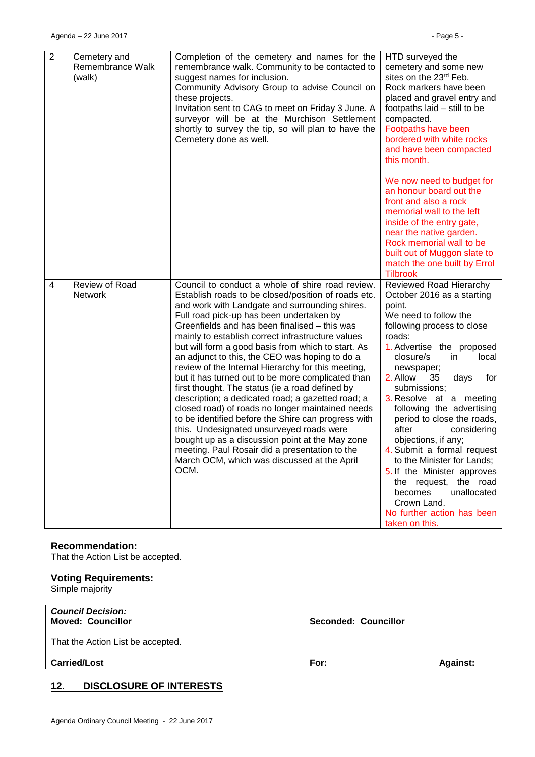| 2 | Cemetery and Remembrance Walk (walk) | Completion of the cemetery and names for the remembrance walk. Community to be contacted to suggest names for inclusion.<br>Community Advisory Group to advise Council on these projects.<br>Invitation sent to CAG to meet on Friday 3 June. A surveyor will be at the Murchison Settlement shortly to survey the tip, so will plan to have the Cemetery done as well. | HTD surveyed the cemetery and some new sites on the 23rd Feb.<br>Rock markers have been placed and gravel entry and footpaths laid – still to be compacted.<br>Footpaths have been bordered with white rocks and have been compacted this month.<br><br>We now need to budget for an honour board out the front and also a rock memorial wall to the left inside of the entry gate, near the native garden. Rock memorial wall to be built out of Muggon slate to match the one built by Errol Tilbrook |
|---|---|---|---|
| 4 | Review of Road Network | Council to conduct a whole of shire road review. Establish roads to be closed/position of roads etc. and work with Landgate and surrounding shires.<br>Full road pick-up has been undertaken by Greenfields and has been finalised – this was mainly to establish correct infrastructure values but will form a good basis from which to start. As an adjunct to this, the CEO was hoping to do a review of the Internal Hierarchy for this meeting, but it has turned out to be more complicated than first thought. The status (ie a road defined by description; a dedicated road; a gazetted road; a closed road) of roads no longer maintained needs to be identified before the Shire can progress with this. Undesignated unsurveyed roads were bought up as a discussion point at the May zone meeting. Paul Rosair did a presentation to the March OCM, which was discussed at the April OCM. | Reviewed Road Hierarchy October 2016 as a starting point.<br>We need to follow the following process to close roads:<br>1. Advertise the proposed closure/s in local newspaper;<br>2. Allow 35 days for submissions;<br>3. Resolve at a meeting following the advertising period to close the roads, after considering objections, if any;<br>4. Submit a formal request to the Minister for Lands;<br>5. If the Minister approves the request, the road becomes unallocated Crown Land.<br>No further action has been taken on this. |

**Recommendation:**
That the Action List be accepted.

**Voting Requirements:**
Simple majority

| *Council Decision:*<br>**Moved: Councillor** | **Seconded: Councillor** | |
|---|---|---|
| That the Action List be accepted. | | |
| **Carried/Lost** | **For:** | **Against:** |

## 12. DISCLOSURE OF INTERESTS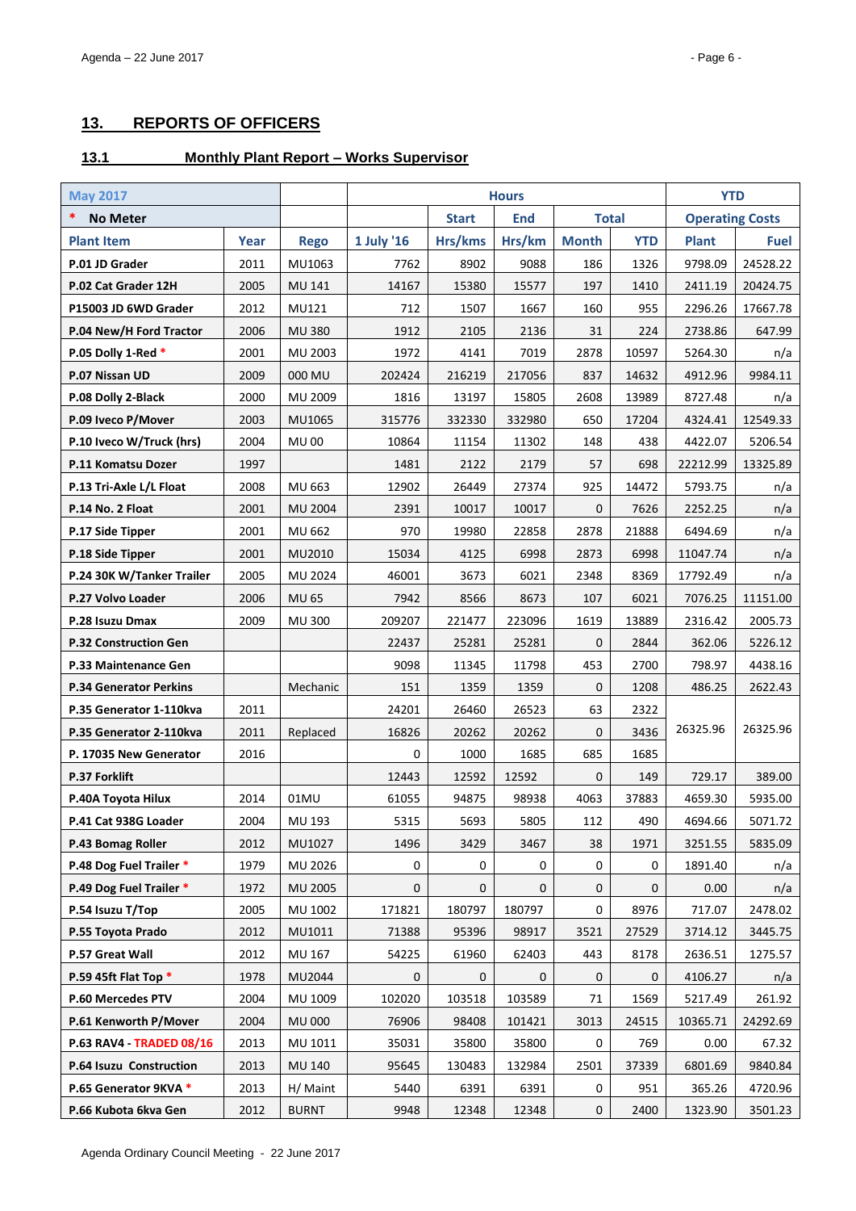## 13. REPORTS OF OFFICERS

### 13.1 Monthly Plant Report – Works Supervisor

| May 2017 | | | Hours | | | | | YTD | |
|---|---|---|---|---|---|---|---|---|---|
| * No Meter | | | | Start | End | Total | | Operating Costs | |
| Plant Item | Year | Rego | 1 July '16 | Hrs/kms | Hrs/km | Month | YTD | Plant | Fuel |
| P.01 JD Grader | 2011 | MU1063 | 7762 | 8902 | 9088 | 186 | 1326 | 9798.09 | 24528.22 |
| P.02 Cat Grader 12H | 2005 | MU 141 | 14167 | 15380 | 15577 | 197 | 1410 | 2411.19 | 20424.75 |
| P15003 JD 6WD Grader | 2012 | MU121 | 712 | 1507 | 1667 | 160 | 955 | 2296.26 | 17667.78 |
| P.04 New/H Ford Tractor | 2006 | MU 380 | 1912 | 2105 | 2136 | 31 | 224 | 2738.86 | 647.99 |
| P.05 Dolly 1-Red * | 2001 | MU 2003 | 1972 | 4141 | 7019 | 2878 | 10597 | 5264.30 | n/a |
| P.07 Nissan UD | 2009 | 000 MU | 202424 | 216219 | 217056 | 837 | 14632 | 4912.96 | 9984.11 |
| P.08 Dolly 2-Black | 2000 | MU 2009 | 1816 | 13197 | 15805 | 2608 | 13989 | 8727.48 | n/a |
| P.09 Iveco P/Mover | 2003 | MU1065 | 315776 | 332330 | 332980 | 650 | 17204 | 4324.41 | 12549.33 |
| P.10 Iveco W/Truck (hrs) | 2004 | MU 00 | 10864 | 11154 | 11302 | 148 | 438 | 4422.07 | 5206.54 |
| P.11 Komatsu Dozer | 1997 | | 1481 | 2122 | 2179 | 57 | 698 | 22212.99 | 13325.89 |
| P.13 Tri-Axle L/L Float | 2008 | MU 663 | 12902 | 26449 | 27374 | 925 | 14472 | 5793.75 | n/a |
| P.14 No. 2 Float | 2001 | MU 2004 | 2391 | 10017 | 10017 | 0 | 7626 | 2252.25 | n/a |
| P.17 Side Tipper | 2001 | MU 662 | 970 | 19980 | 22858 | 2878 | 21888 | 6494.69 | n/a |
| P.18 Side Tipper | 2001 | MU2010 | 15034 | 4125 | 6998 | 2873 | 6998 | 11047.74 | n/a |
| P.24 30K W/Tanker Trailer | 2005 | MU 2024 | 46001 | 3673 | 6021 | 2348 | 8369 | 17792.49 | n/a |
| P.27 Volvo Loader | 2006 | MU 65 | 7942 | 8566 | 8673 | 107 | 6021 | 7076.25 | 11151.00 |
| P.28 Isuzu Dmax | 2009 | MU 300 | 209207 | 221477 | 223096 | 1619 | 13889 | 2316.42 | 2005.73 |
| P.32 Construction Gen | | | 22437 | 25281 | 25281 | 0 | 2844 | 362.06 | 5226.12 |
| P.33 Maintenance Gen | | | 9098 | 11345 | 11798 | 453 | 2700 | 798.97 | 4438.16 |
| P.34 Generator Perkins | | Mechanic | 151 | 1359 | 1359 | 0 | 1208 | 486.25 | 2622.43 |
| P.35 Generator 1-110kva | 2011 | | 24201 | 26460 | 26523 | 63 | 2322 | 26325.96 | 26325.96 |
| P.35 Generator 2-110kva | 2011 | Replaced | 16826 | 20262 | 20262 | 0 | 3436 | | |
| P. 17035 New Generator | 2016 | | 0 | 1000 | 1685 | 685 | 1685 | | |
| P.37 Forklift | | | 12443 | 12592 | 12592 | 0 | 149 | 729.17 | 389.00 |
| P.40A Toyota Hilux | 2014 | 01MU | 61055 | 94875 | 98938 | 4063 | 37883 | 4659.30 | 5935.00 |
| P.41 Cat 938G Loader | 2004 | MU 193 | 5315 | 5693 | 5805 | 112 | 490 | 4694.66 | 5071.72 |
| P.43 Bomag Roller | 2012 | MU1027 | 1496 | 3429 | 3467 | 38 | 1971 | 3251.55 | 5835.09 |
| P.48 Dog Fuel Trailer * | 1979 | MU 2026 | 0 | 0 | 0 | 0 | 0 | 1891.40 | n/a |
| P.49 Dog Fuel Trailer * | 1972 | MU 2005 | 0 | 0 | 0 | 0 | 0 | 0.00 | n/a |
| P.54 Isuzu T/Top | 2005 | MU 1002 | 171821 | 180797 | 180797 | 0 | 8976 | 717.07 | 2478.02 |
| P.55 Toyota Prado | 2012 | MU1011 | 71388 | 95396 | 98917 | 3521 | 27529 | 3714.12 | 3445.75 |
| P.57 Great Wall | 2012 | MU 167 | 54225 | 61960 | 62403 | 443 | 8178 | 2636.51 | 1275.57 |
| P.59 45ft Flat Top * | 1978 | MU2044 | 0 | 0 | 0 | 0 | 0 | 4106.27 | n/a |
| P.60 Mercedes PTV | 2004 | MU 1009 | 102020 | 103518 | 103589 | 71 | 1569 | 5217.49 | 261.92 |
| P.61 Kenworth P/Mover | 2004 | MU 000 | 76906 | 98408 | 101421 | 3013 | 24515 | 10365.71 | 24292.69 |
| P.63 RAV4 - TRADED 08/16 | 2013 | MU 1011 | 35031 | 35800 | 35800 | 0 | 769 | 0.00 | 67.32 |
| P.64 Isuzu Construction | 2013 | MU 140 | 95645 | 130483 | 132984 | 2501 | 37339 | 6801.69 | 9840.84 |
| P.65 Generator 9KVA * | 2013 | H/ Maint | 5440 | 6391 | 6391 | 0 | 951 | 365.26 | 4720.96 |
| P.66 Kubota 6kva Gen | 2012 | BURNT | 9948 | 12348 | 12348 | 0 | 2400 | 1323.90 | 3501.23 |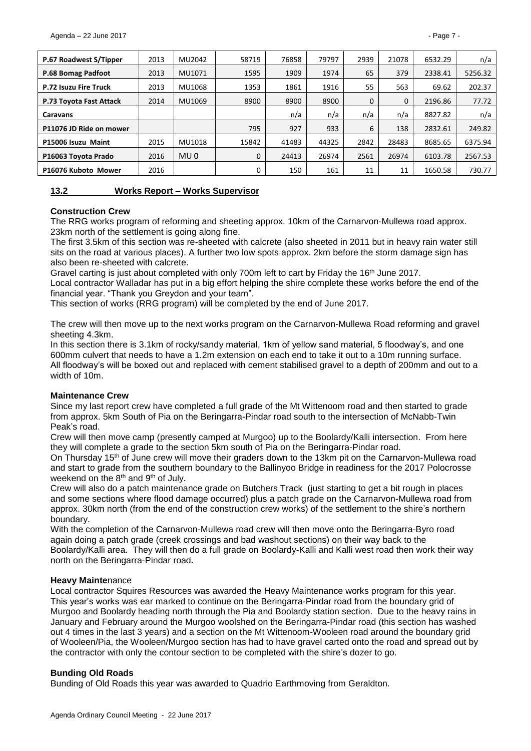| P.67 Roadwest S/Tipper | 2013 | MU2042 | 58719 | 76858 | 79797 | 2939 | 21078 | 6532.29 | n/a |
|---|---|---|---|---|---|---|---|---|---|
| P.68 Bomag Padfoot | 2013 | MU1071 | 1595 | 1909 | 1974 | 65 | 379 | 2338.41 | 5256.32 |
| P.72 Isuzu Fire Truck | 2013 | MU1068 | 1353 | 1861 | 1916 | 55 | 563 | 69.62 | 202.37 |
| P.73 Toyota Fast Attack | 2014 | MU1069 | 8900 | 8900 | 8900 | 0 | 0 | 2196.86 | 77.72 |
| Caravans | | | | n/a | n/a | n/a | n/a | 8827.82 | n/a |
| P11076 JD Ride on mower | | | 795 | 927 | 933 | 6 | 138 | 2832.61 | 249.82 |
| P15006 Isuzu Maint | 2015 | MU1018 | 15842 | 41483 | 44325 | 2842 | 28483 | 8685.65 | 6375.94 |
| P16063 Toyota Prado | 2016 | MU 0 | 0 | 24413 | 26974 | 2561 | 26974 | 6103.78 | 2567.53 |
| P16076 Kuboto Mower | 2016 | | 0 | 150 | 161 | 11 | 11 | 1650.58 | 730.77 |

## 13.2 Works Report – Works Supervisor

**Construction Crew**

The RRG works program of reforming and sheeting approx. 10km of the Carnarvon-Mullewa road approx. 23km north of the settlement is going along fine.

The first 3.5km of this section was re-sheeted with calcrete (also sheeted in 2011 but in heavy rain water still sits on the road at various places). A further two low spots approx. 2km before the storm damage sign has also been re-sheeted with calcrete.

Gravel carting is just about completed with only 700m left to cart by Friday the 16th June 2017.

Local contractor Walladar has put in a big effort helping the shire complete these works before the end of the financial year. "Thank you Greydon and your team".

This section of works (RRG program) will be completed by the end of June 2017.

The crew will then move up to the next works program on the Carnarvon-Mullewa Road reforming and gravel sheeting 4.3km.

In this section there is 3.1km of rocky/sandy material, 1km of yellow sand material, 5 floodway's, and one 600mm culvert that needs to have a 1.2m extension on each end to take it out to a 10m running surface.

All floodway's will be boxed out and replaced with cement stabilised gravel to a depth of 200mm and out to a width of 10m.

**Maintenance Crew**

Since my last report crew have completed a full grade of the Mt Wittenoom road and then started to grade from approx. 5km South of Pia on the Beringarra-Pindar road south to the intersection of McNabb-Twin Peak's road.

Crew will then move camp (presently camped at Murgoo) up to the Boolardy/Kalli intersection. From here they will complete a grade to the section 5km south of Pia on the Beringarra-Pindar road.

On Thursday 15th of June crew will move their graders down to the 13km pit on the Carnarvon-Mullewa road and start to grade from the southern boundary to the Ballinyoo Bridge in readiness for the 2017 Polocrosse weekend on the 8th and 9th of July.

Crew will also do a patch maintenance grade on Butchers Track (just starting to get a bit rough in places and some sections where flood damage occurred) plus a patch grade on the Carnarvon-Mullewa road from approx. 30km north (from the end of the construction crew works) of the settlement to the shire's northern boundary.

With the completion of the Carnarvon-Mullewa road crew will then move onto the Beringarra-Byro road again doing a patch grade (creek crossings and bad washout sections) on their way back to the Boolardy/Kalli area. They will then do a full grade on Boolardy-Kalli and Kalli west road then work their way north on the Beringarra-Pindar road.

**Heavy Maintenance**

Local contractor Squires Resources was awarded the Heavy Maintenance works program for this year. This year's works was ear marked to continue on the Beringarra-Pindar road from the boundary grid of Murgoo and Boolardy heading north through the Pia and Boolardy station section. Due to the heavy rains in January and February around the Murgoo woolshed on the Beringarra-Pindar road (this section has washed out 4 times in the last 3 years) and a section on the Mt Wittenoom-Wooleen road around the boundary grid of Wooleen/Pia, the Wooleen/Murgoo section has had to have gravel carted onto the road and spread out by the contractor with only the contour section to be completed with the shire's dozer to go.

**Bunding Old Roads**

Bunding of Old Roads this year was awarded to Quadrio Earthmoving from Geraldton.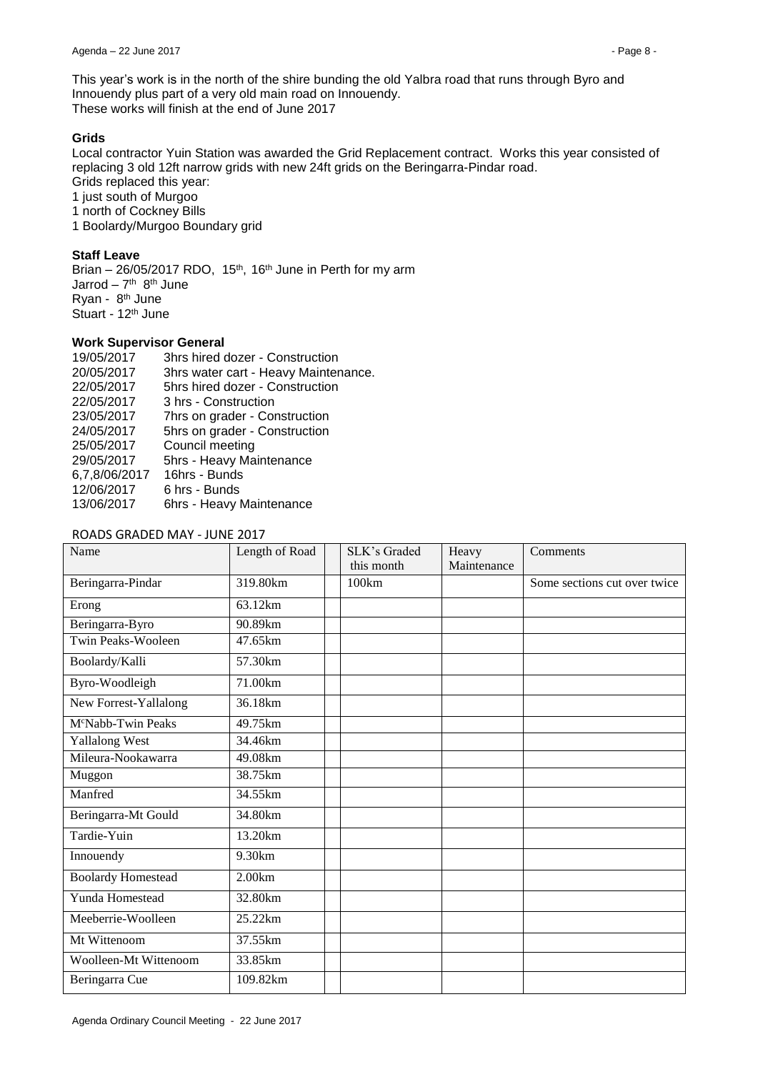This year's work is in the north of the shire bunding the old Yalbra road that runs through Byro and Innouendy plus part of a very old main road on Innouendy.
These works will finish at the end of June 2017

**Grids**

Local contractor Yuin Station was awarded the Grid Replacement contract. Works this year consisted of replacing 3 old 12ft narrow grids with new 24ft grids on the Beringarra-Pindar road.
Grids replaced this year:
1 just south of Murgoo
1 north of Cockney Bills
1 Boolardy/Murgoo Boundary grid

**Staff Leave**

Brian – 26/05/2017 RDO, 15th, 16th June in Perth for my arm
Jarrod – 7th 8th June
Ryan - 8th June
Stuart - 12th June

**Work Supervisor General**

| | |
|---|---|
| 19/05/2017 | 3hrs hired dozer - Construction |
| 20/05/2017 | 3hrs water cart - Heavy Maintenance. |
| 22/05/2017 | 5hrs hired dozer - Construction |
| 22/05/2017 | 3 hrs - Construction |
| 23/05/2017 | 7hrs on grader - Construction |
| 24/05/2017 | 5hrs on grader - Construction |
| 25/05/2017 | Council meeting |
| 29/05/2017 | 5hrs - Heavy Maintenance |
| 6,7,8/06/2017 | 16hrs - Bunds |
| 12/06/2017 | 6 hrs - Bunds |
| 13/06/2017 | 6hrs - Heavy Maintenance |

ROADS GRADED MAY - JUNE 2017

| Name | Length of Road | | SLK's Graded this month | Heavy Maintenance | Comments |
|---|---|---|---|---|---|
| Beringarra-Pindar | 319.80km | | 100km | | Some sections cut over twice |
| Erong | 63.12km | | | | |
| Beringarra-Byro | 90.89km | | | | |
| Twin Peaks-Wooleen | 47.65km | | | | |
| Boolardy/Kalli | 57.30km | | | | |
| Byro-Woodleigh | 71.00km | | | | |
| New Forrest-Yallalong | 36.18km | | | | |
| McNabb-Twin Peaks | 49.75km | | | | |
| Yallalong West | 34.46km | | | | |
| Mileura-Nookawarra | 49.08km | | | | |
| Muggon | 38.75km | | | | |
| Manfred | 34.55km | | | | |
| Beringarra-Mt Gould | 34.80km | | | | |
| Tardie-Yuin | 13.20km | | | | |
| Innouendy | 9.30km | | | | |
| Boolardy Homestead | 2.00km | | | | |
| Yunda Homestead | 32.80km | | | | |
| Meeberrie-Woolleen | 25.22km | | | | |
| Mt Wittenoom | 37.55km | | | | |
| Woolleen-Mt Wittenoom | 33.85km | | | | |
| Beringarra Cue | 109.82km | | | | |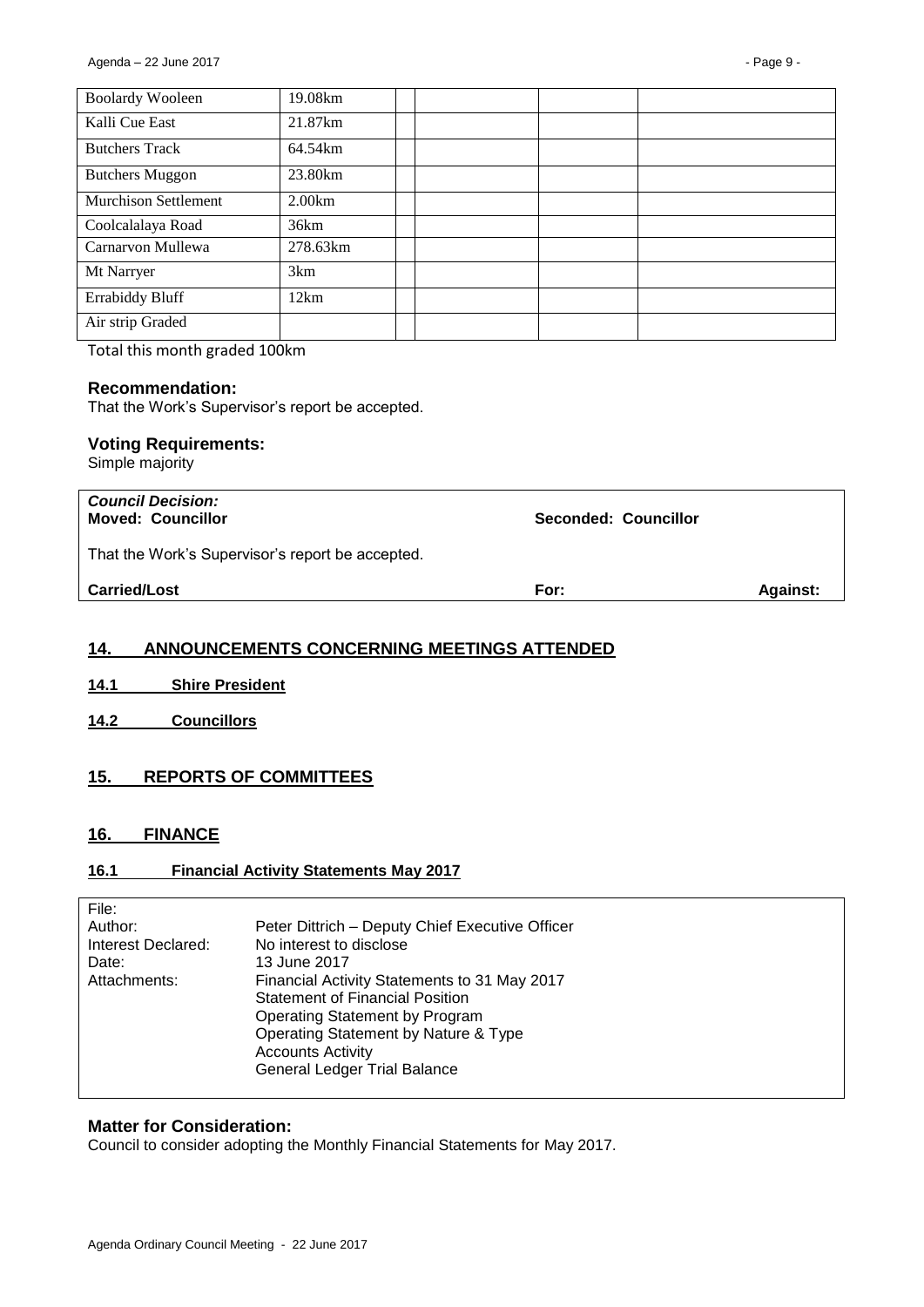| Boolardy Wooleen | 19.08km | | | | |
|---|---|---|---|---|---|
| Kalli Cue East | 21.87km | | | | |
| Butchers Track | 64.54km | | | | |
| Butchers Muggon | 23.80km | | | | |
| Murchison Settlement | 2.00km | | | | |
| Coolcalalaya Road | 36km | | | | |
| Carnarvon Mullewa | 278.63km | | | | |
| Mt Narryer | 3km | | | | |
| Errabiddy Bluff | 12km | | | | |
| Air strip Graded | | | | | |

Total this month graded 100km

### Recommendation:

That the Work's Supervisor's report be accepted.

### Voting Requirements:

Simple majority

| ***Council Decision:*** **Moved: Councillor** | **Seconded: Councillor** | |
|---|---|---|
| That the Work's Supervisor's report be accepted. | | |
| **Carried/Lost** | **For:** | **Against:** |

## 14. ANNOUNCEMENTS CONCERNING MEETINGS ATTENDED

### 14.1 Shire President

### 14.2 Councillors

## 15. REPORTS OF COMMITTEES

## 16. FINANCE

### 16.1 Financial Activity Statements May 2017

| | |
|---|---|
| File: | |
| Author: | Peter Dittrich – Deputy Chief Executive Officer |
| Interest Declared: | No interest to disclose |
| Date: | 13 June 2017 |
| Attachments: | Financial Activity Statements to 31 May 2017<br>Statement of Financial Position<br>Operating Statement by Program<br>Operating Statement by Nature & Type<br>Accounts Activity<br>General Ledger Trial Balance |

### Matter for Consideration:

Council to consider adopting the Monthly Financial Statements for May 2017.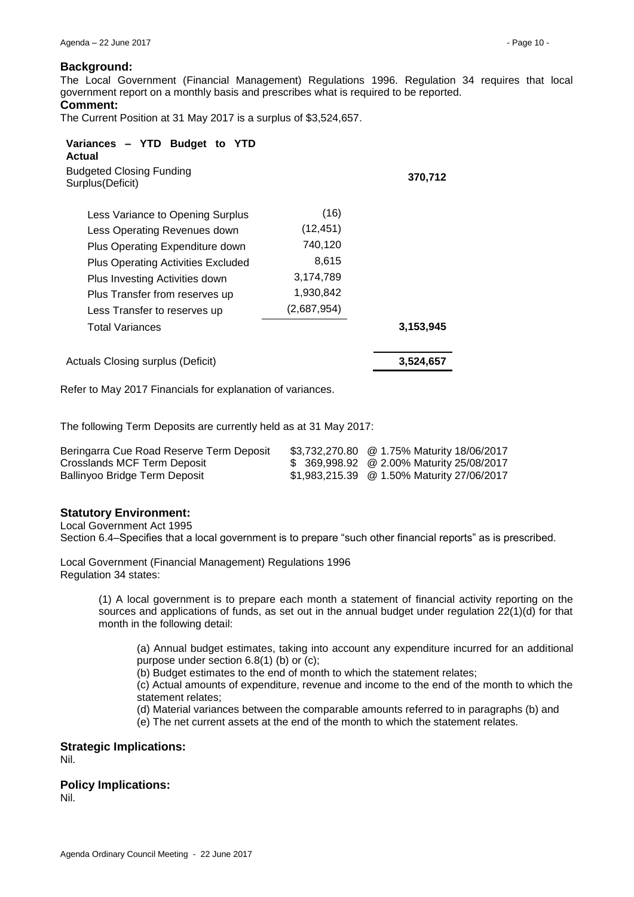## Background:

The Local Government (Financial Management) Regulations 1996. Regulation 34 requires that local government report on a monthly basis and prescribes what is required to be reported.

## Comment:

The Current Position at 31 May 2017 is a surplus of $3,524,657.

| Variances – YTD Budget to YTD Actual | | |
|---|---|---|
| Budgeted Closing Funding Surplus(Deficit) | | **370,712** |
| Less Variance to Opening Surplus | (16) | |
| Less Operating Revenues down | (12,451) | |
| Plus Operating Expenditure down | 740,120 | |
| Plus Operating Activities Excluded | 8,615 | |
| Plus Investing Activities down | 3,174,789 | |
| Plus Transfer from reserves up | 1,930,842 | |
| Less Transfer to reserves up | (2,687,954) | |
| Total Variances | | **3,153,945** |
| Actuals Closing surplus (Deficit) | | **3,524,657** |

Refer to May 2017 Financials for explanation of variances.

The following Term Deposits are currently held as at 31 May 2017:

| | | |
|---|---|---|
| Beringarra Cue Road Reserve Term Deposit | $3,732,270.80 | @ 1.75% Maturity 18/06/2017 |
| Crosslands MCF Term Deposit | $ 369,998.92 | @ 2.00% Maturity 25/08/2017 |
| Ballinyoo Bridge Term Deposit | $1,983,215.39 | @ 1.50% Maturity 27/06/2017 |

## Statutory Environment:

Local Government Act 1995

Section 6.4–Specifies that a local government is to prepare "such other financial reports" as is prescribed.

Local Government (Financial Management) Regulations 1996

Regulation 34 states:

> (1) A local government is to prepare each month a statement of financial activity reporting on the sources and applications of funds, as set out in the annual budget under regulation 22(1)(d) for that month in the following detail:
>
> > (a) Annual budget estimates, taking into account any expenditure incurred for an additional purpose under section 6.8(1) (b) or (c);
> >
> > (b) Budget estimates to the end of month to which the statement relates;
> >
> > (c) Actual amounts of expenditure, revenue and income to the end of the month to which the statement relates;
> >
> > (d) Material variances between the comparable amounts referred to in paragraphs (b) and
> >
> > (e) The net current assets at the end of the month to which the statement relates.

## Strategic Implications:

Nil.

## Policy Implications:

Nil.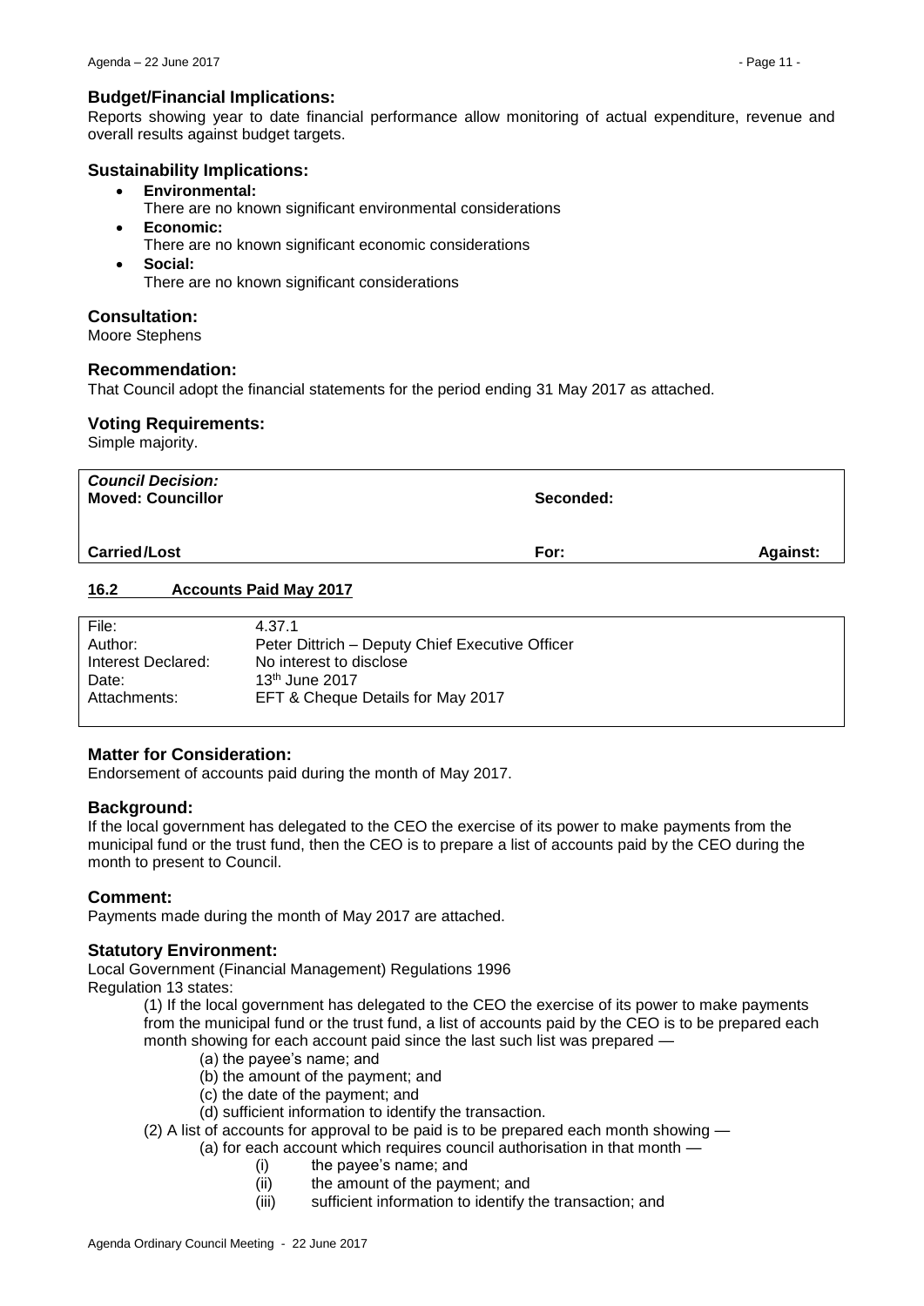### Budget/Financial Implications:

Reports showing year to date financial performance allow monitoring of actual expenditure, revenue and overall results against budget targets.

### Sustainability Implications:

- **Environmental:**
  There are no known significant environmental considerations
- **Economic:**
  There are no known significant economic considerations
- **Social:**
  There are no known significant considerations

### Consultation:

Moore Stephens

### Recommendation:

That Council adopt the financial statements for the period ending 31 May 2017 as attached.

### Voting Requirements:

Simple majority.

| ***Council Decision:*** **Moved: Councillor** | **Seconded:** | |
|---|---|---|
| **Carried/Lost** | **For:** | **Against:** |

## 16.2 Accounts Paid May 2017

| | |
|---|---|
| File: | 4.37.1 |
| Author: | Peter Dittrich – Deputy Chief Executive Officer |
| Interest Declared: | No interest to disclose |
| Date: | 13th June 2017 |
| Attachments: | EFT & Cheque Details for May 2017 |

### Matter for Consideration:

Endorsement of accounts paid during the month of May 2017.

### Background:

If the local government has delegated to the CEO the exercise of its power to make payments from the municipal fund or the trust fund, then the CEO is to prepare a list of accounts paid by the CEO during the month to present to Council.

### Comment:

Payments made during the month of May 2017 are attached.

### Statutory Environment:

Local Government (Financial Management) Regulations 1996
Regulation 13 states:

(1) If the local government has delegated to the CEO the exercise of its power to make payments from the municipal fund or the trust fund, a list of accounts paid by the CEO is to be prepared each month showing for each account paid since the last such list was prepared —

(a) the payee's name; and
(b) the amount of the payment; and
(c) the date of the payment; and
(d) sufficient information to identify the transaction.

(2) A list of accounts for approval to be paid is to be prepared each month showing —

(a) for each account which requires council authorisation in that month —

(i) the payee's name; and
(ii) the amount of the payment; and
(iii) sufficient information to identify the transaction; and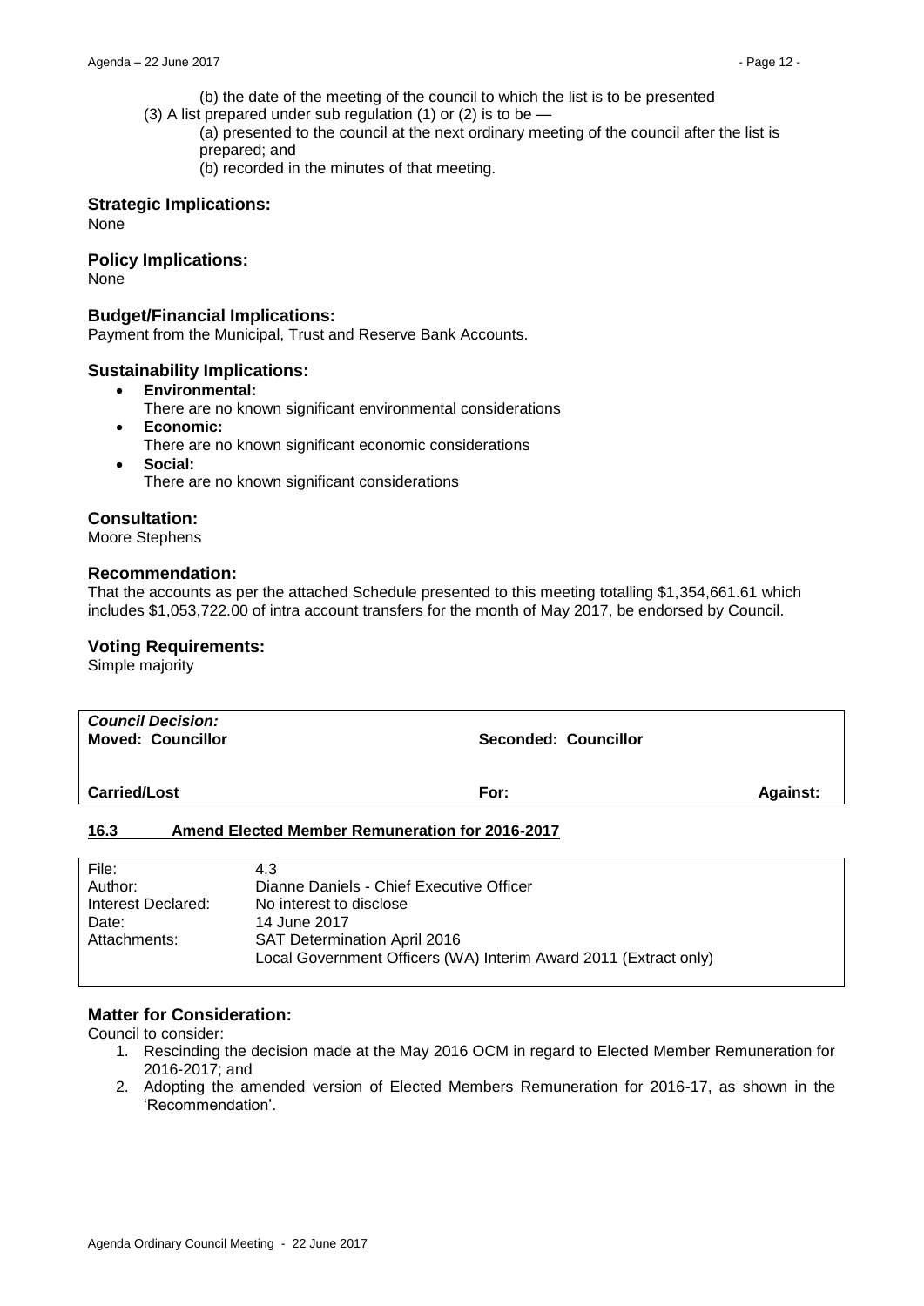(b) the date of the meeting of the council to which the list is to be presented

(3) A list prepared under sub regulation (1) or (2) is to be —

(a) presented to the council at the next ordinary meeting of the council after the list is prepared; and

(b) recorded in the minutes of that meeting.

### Strategic Implications:

None

### Policy Implications:

None

### Budget/Financial Implications:

Payment from the Municipal, Trust and Reserve Bank Accounts.

### Sustainability Implications:

- **Environmental:**
  There are no known significant environmental considerations
- **Economic:**
  There are no known significant economic considerations
- **Social:**
  There are no known significant considerations

### Consultation:

Moore Stephens

### Recommendation:

That the accounts as per the attached Schedule presented to this meeting totalling $1,354,661.61 which includes $1,053,722.00 of intra account transfers for the month of May 2017, be endorsed by Council.

### Voting Requirements:

Simple majority

| ***Council Decision:*** **Moved: Councillor** | **Seconded: Councillor** | |
|---|---|---|
| **Carried/Lost** | **For:** | **Against:** |

## 16.3 Amend Elected Member Remuneration for 2016-2017

| | |
|---|---|
| File: | 4.3 |
| Author: | Dianne Daniels - Chief Executive Officer |
| Interest Declared: | No interest to disclose |
| Date: | 14 June 2017 |
| Attachments: | SAT Determination April 2016<br>Local Government Officers (WA) Interim Award 2011 (Extract only) |

### Matter for Consideration:

Council to consider:

1. Rescinding the decision made at the May 2016 OCM in regard to Elected Member Remuneration for 2016-2017; and
2. Adopting the amended version of Elected Members Remuneration for 2016-17, as shown in the 'Recommendation'.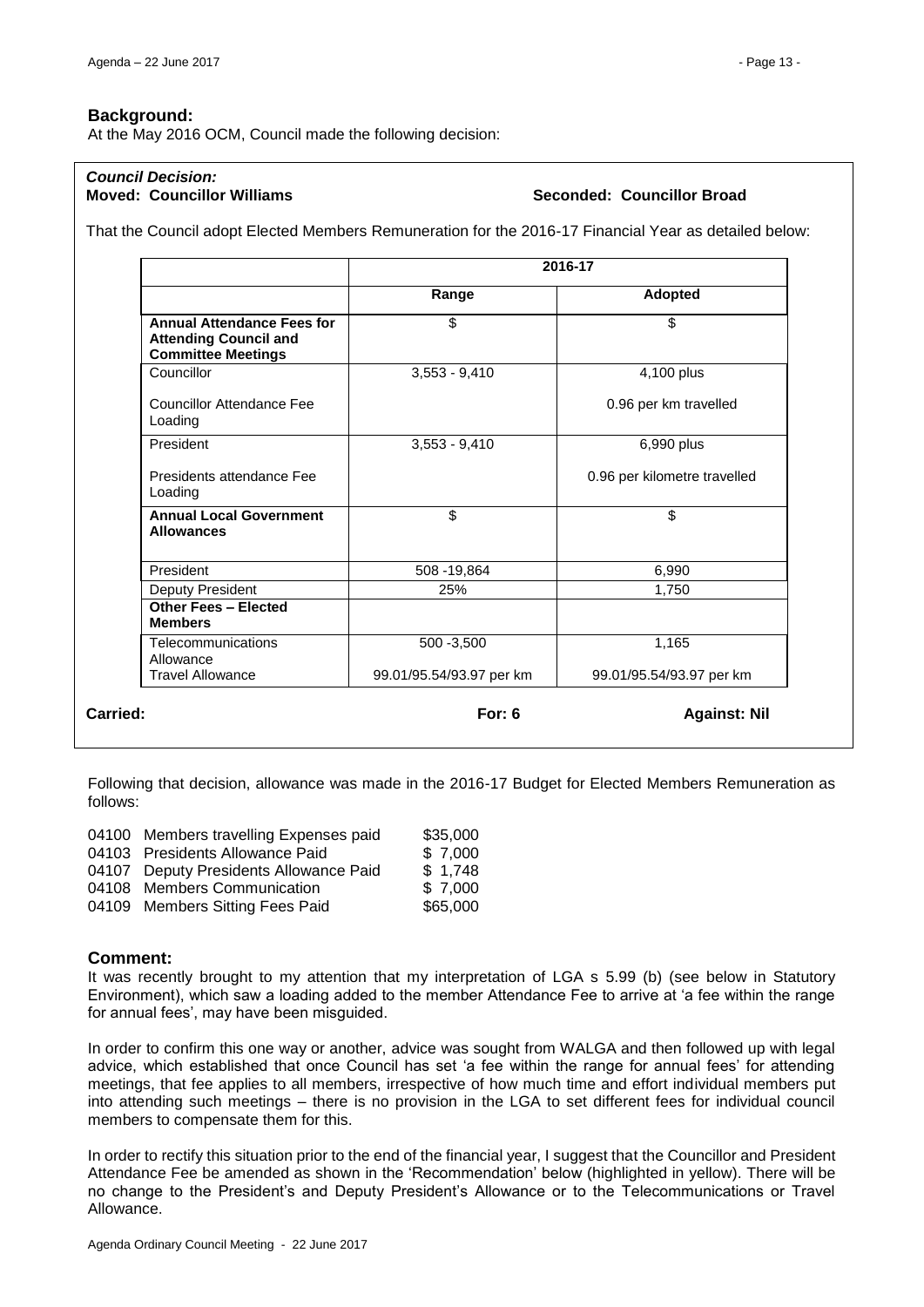## Background:

At the May 2016 OCM, Council made the following decision:

***Council Decision:***

**Moved: Councillor Williams** **Seconded: Councillor Broad**

That the Council adopt Elected Members Remuneration for the 2016-17 Financial Year as detailed below:

| | 2016-17 | |
|---|---|---|
| | **Range** | **Adopted** |
| **Annual Attendance Fees for Attending Council and Committee Meetings** | $ | $ |
| Councillor<br><br>Councillor Attendance Fee Loading | 3,553 - 9,410 | 4,100 plus<br><br>0.96 per km travelled |
| President<br><br>Presidents attendance Fee Loading | 3,553 - 9,410 | 6,990 plus<br><br>0.96 per kilometre travelled |
| **Annual Local Government Allowances** | $ | $ |
| President | 508 -19,864 | 6,990 |
| Deputy President | 25% | 1,750 |
| **Other Fees – Elected Members** | | |
| Telecommunications Allowance<br>Travel Allowance | 500 -3,500<br><br>99.01/95.54/93.97 per km | 1,165<br><br>99.01/95.54/93.97 per km |

**Carried:** **For: 6** **Against: Nil**

Following that decision, allowance was made in the 2016-17 Budget for Elected Members Remuneration as follows:

| | | |
|---|---|---|
| 04100 | Members travelling Expenses paid | $35,000 |
| 04103 | Presidents Allowance Paid | $ 7,000 |
| 04107 | Deputy Presidents Allowance Paid | $ 1,748 |
| 04108 | Members Communication | $ 7,000 |
| 04109 | Members Sitting Fees Paid | $65,000 |

## Comment:

It was recently brought to my attention that my interpretation of LGA s 5.99 (b) (see below in Statutory Environment), which saw a loading added to the member Attendance Fee to arrive at 'a fee within the range for annual fees', may have been misguided.

In order to confirm this one way or another, advice was sought from WALGA and then followed up with legal advice, which established that once Council has set 'a fee within the range for annual fees' for attending meetings, that fee applies to all members, irrespective of how much time and effort individual members put into attending such meetings – there is no provision in the LGA to set different fees for individual council members to compensate them for this.

In order to rectify this situation prior to the end of the financial year, I suggest that the Councillor and President Attendance Fee be amended as shown in the 'Recommendation' below (highlighted in yellow). There will be no change to the President's and Deputy President's Allowance or to the Telecommunications or Travel Allowance.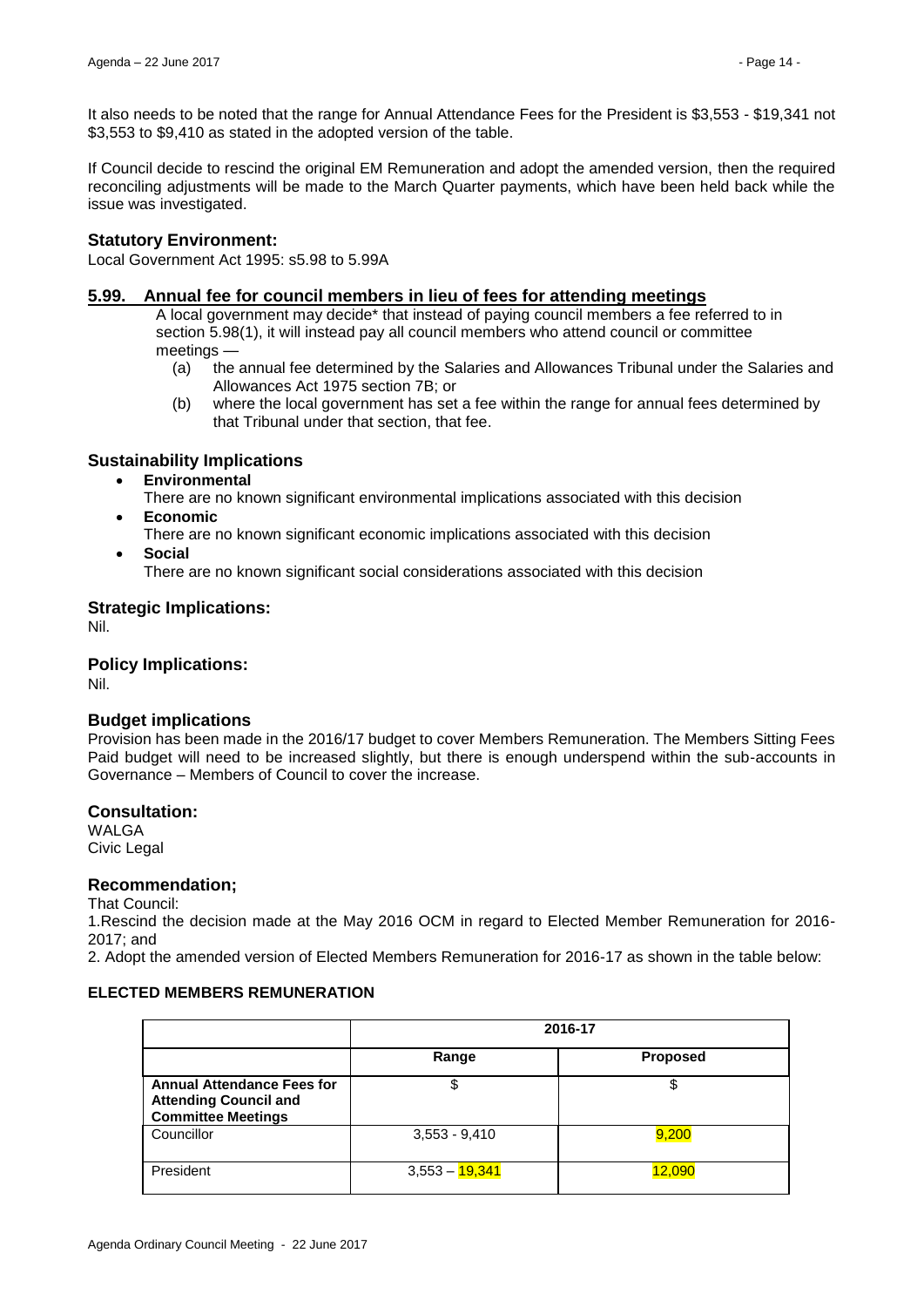It also needs to be noted that the range for Annual Attendance Fees for the President is $3,553 - $19,341 not $3,553 to $9,410 as stated in the adopted version of the table.

If Council decide to rescind the original EM Remuneration and adopt the amended version, then the required reconciling adjustments will be made to the March Quarter payments, which have been held back while the issue was investigated.

### Statutory Environment:

Local Government Act 1995: s5.98 to 5.99A

### 5.99. Annual fee for council members in lieu of fees for attending meetings

A local government may decide* that instead of paying council members a fee referred to in section 5.98(1), it will instead pay all council members who attend council or committee meetings —

(a) the annual fee determined by the Salaries and Allowances Tribunal under the Salaries and Allowances Act 1975 section 7B; or

(b) where the local government has set a fee within the range for annual fees determined by that Tribunal under that section, that fee.

### Sustainability Implications

- **Environmental**
  There are no known significant environmental implications associated with this decision
- **Economic**
  There are no known significant economic implications associated with this decision
- **Social**
  There are no known significant social considerations associated with this decision

### Strategic Implications:

Nil.

### Policy Implications:

Nil.

### Budget implications

Provision has been made in the 2016/17 budget to cover Members Remuneration. The Members Sitting Fees Paid budget will need to be increased slightly, but there is enough underspend within the sub-accounts in Governance – Members of Council to cover the increase.

### Consultation:

WALGA
Civic Legal

### Recommendation;

That Council:

1.Rescind the decision made at the May 2016 OCM in regard to Elected Member Remuneration for 2016-2017; and

2. Adopt the amended version of Elected Members Remuneration for 2016-17 as shown in the table below:

**ELECTED MEMBERS REMUNERATION**

| | 2016-17 | |
|---|---|---|
| | **Range** | **Proposed** |
| **Annual Attendance Fees for Attending Council and Committee Meetings** | $ | $ |
| Councillor | 3,553 - 9,410 | 9,200 |
| President | 3,553 – 19,341 | 12,090 |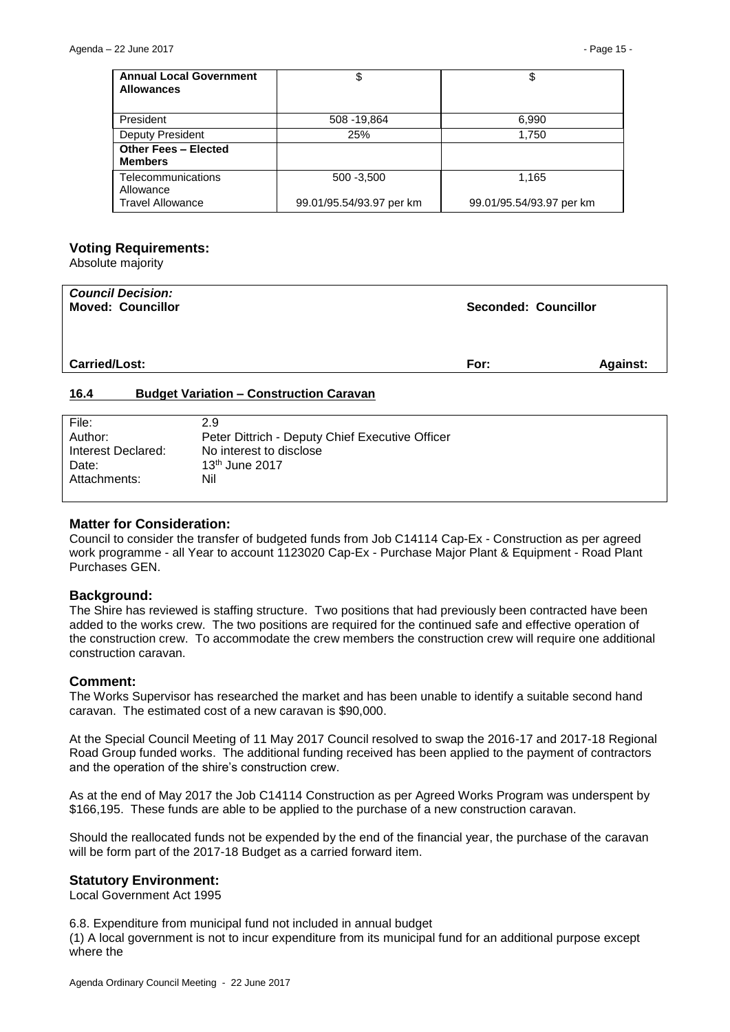| Annual Local Government Allowances | $ | $ |
| --- | --- | --- |
| President | 508 -19,864 | 6,990 |
| Deputy President | 25% | 1,750 |
| **Other Fees – Elected Members** | | |
| Telecommunications Allowance | 500 -3,500 | 1,165 |
| Travel Allowance | 99.01/95.54/93.97 per km | 99.01/95.54/93.97 per km |

## Voting Requirements:

Absolute majority

| ***Council Decision:*** **Moved: Councillor** | **Seconded: Councillor** | |
| --- | --- | --- |
| **Carried/Lost:** | **For:** | **Against:** |

## 16.4 Budget Variation – Construction Caravan

| | |
| --- | --- |
| File: | 2.9 |
| Author: | Peter Dittrich - Deputy Chief Executive Officer |
| Interest Declared: | No interest to disclose |
| Date: | 13th June 2017 |
| Attachments: | Nil |

### Matter for Consideration:

Council to consider the transfer of budgeted funds from Job C14114 Cap-Ex - Construction as per agreed work programme - all Year to account 1123020 Cap-Ex - Purchase Major Plant & Equipment - Road Plant Purchases GEN.

### Background:

The Shire has reviewed is staffing structure. Two positions that had previously been contracted have been added to the works crew. The two positions are required for the continued safe and effective operation of the construction crew. To accommodate the crew members the construction crew will require one additional construction caravan.

### Comment:

The Works Supervisor has researched the market and has been unable to identify a suitable second hand caravan. The estimated cost of a new caravan is $90,000.

At the Special Council Meeting of 11 May 2017 Council resolved to swap the 2016-17 and 2017-18 Regional Road Group funded works. The additional funding received has been applied to the payment of contractors and the operation of the shire's construction crew.

As at the end of May 2017 the Job C14114 Construction as per Agreed Works Program was underspent by $166,195. These funds are able to be applied to the purchase of a new construction caravan.

Should the reallocated funds not be expended by the end of the financial year, the purchase of the caravan will be form part of the 2017-18 Budget as a carried forward item.

### Statutory Environment:

Local Government Act 1995

6.8. Expenditure from municipal fund not included in annual budget

(1) A local government is not to incur expenditure from its municipal fund for an additional purpose except where the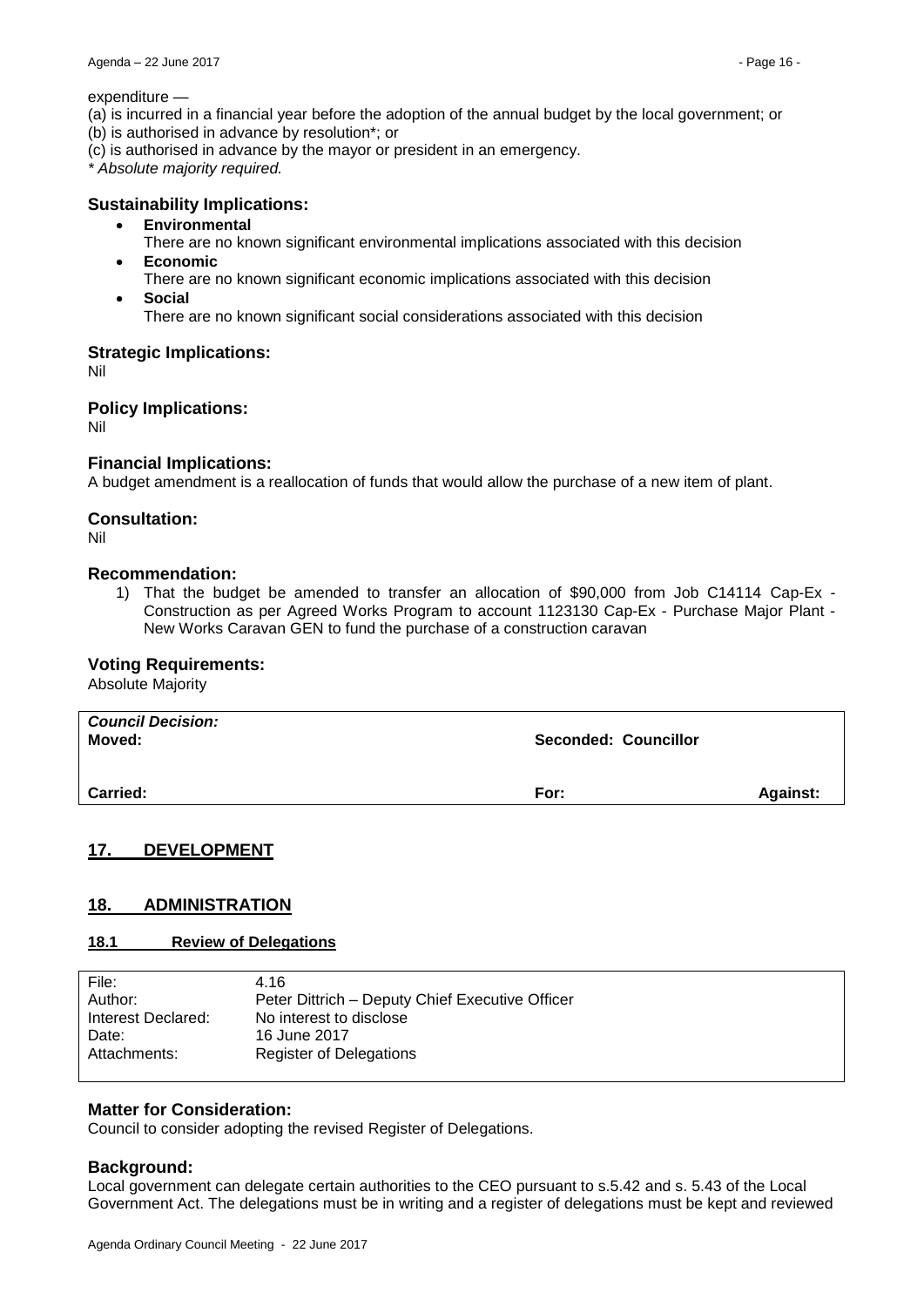expenditure —

(a) is incurred in a financial year before the adoption of the annual budget by the local government; or
(b) is authorised in advance by resolution*; or
(c) is authorised in advance by the mayor or president in an emergency.
*\* Absolute majority required.*

### Sustainability Implications:

- **Environmental**
  There are no known significant environmental implications associated with this decision
- **Economic**
  There are no known significant economic implications associated with this decision
- **Social**
  There are no known significant social considerations associated with this decision

### Strategic Implications:

Nil

### Policy Implications:

Nil

### Financial Implications:

A budget amendment is a reallocation of funds that would allow the purchase of a new item of plant.

### Consultation:

Nil

### Recommendation:

1) That the budget be amended to transfer an allocation of $90,000 from Job C14114 Cap-Ex - Construction as per Agreed Works Program to account 1123130 Cap-Ex - Purchase Major Plant - New Works Caravan GEN to fund the purchase of a construction caravan

### Voting Requirements:

Absolute Majority

| *Council Decision:* | | |
|---|---|---|
| **Moved:** | **Seconded: Councillor** | |
| **Carried:** | **For:** | **Against:** |

## 17. DEVELOPMENT

## 18. ADMINISTRATION

### 18.1 Review of Delegations

| | |
|---|---|
| File: | 4.16 |
| Author: | Peter Dittrich – Deputy Chief Executive Officer |
| Interest Declared: | No interest to disclose |
| Date: | 16 June 2017 |
| Attachments: | Register of Delegations |

### Matter for Consideration:

Council to consider adopting the revised Register of Delegations.

### Background:

Local government can delegate certain authorities to the CEO pursuant to s.5.42 and s. 5.43 of the Local Government Act. The delegations must be in writing and a register of delegations must be kept and reviewed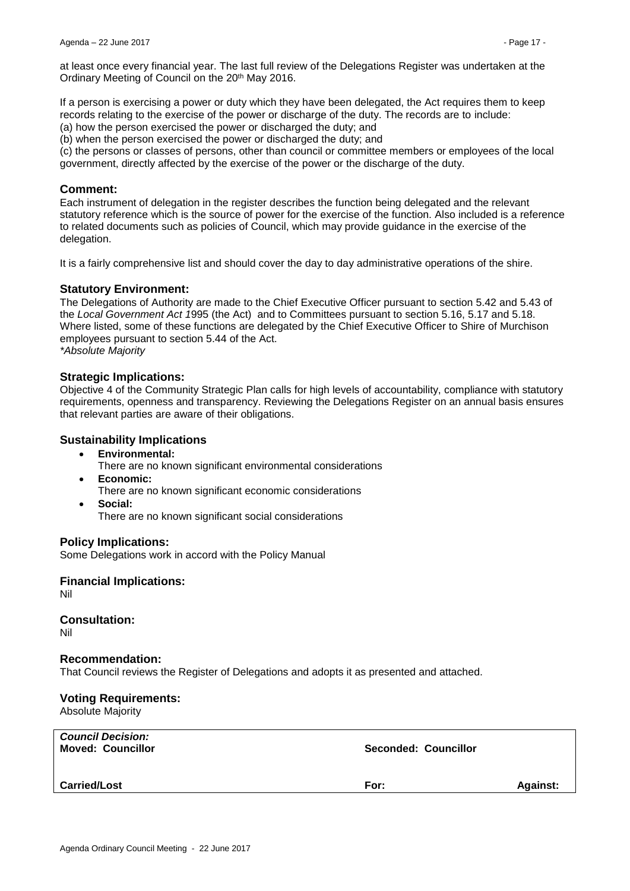at least once every financial year. The last full review of the Delegations Register was undertaken at the Ordinary Meeting of Council on the 20th May 2016.

If a person is exercising a power or duty which they have been delegated, the Act requires them to keep records relating to the exercise of the power or discharge of the duty. The records are to include:
(a) how the person exercised the power or discharged the duty; and
(b) when the person exercised the power or discharged the duty; and
(c) the persons or classes of persons, other than council or committee members or employees of the local government, directly affected by the exercise of the power or the discharge of the duty.

## Comment:

Each instrument of delegation in the register describes the function being delegated and the relevant statutory reference which is the source of power for the exercise of the function. Also included is a reference to related documents such as policies of Council, which may provide guidance in the exercise of the delegation.

It is a fairly comprehensive list and should cover the day to day administrative operations of the shire.

## Statutory Environment:

The Delegations of Authority are made to the Chief Executive Officer pursuant to section 5.42 and 5.43 of the *Local Government Act 1*995 (the Act) and to Committees pursuant to section 5.16, 5.17 and 5.18. Where listed, some of these functions are delegated by the Chief Executive Officer to Shire of Murchison employees pursuant to section 5.44 of the Act.
*\*Absolute Majority*

## Strategic Implications:

Objective 4 of the Community Strategic Plan calls for high levels of accountability, compliance with statutory requirements, openness and transparency. Reviewing the Delegations Register on an annual basis ensures that relevant parties are aware of their obligations.

## Sustainability Implications

- **Environmental:**
  There are no known significant environmental considerations
- **Economic:**
  There are no known significant economic considerations
- **Social:**
  There are no known significant social considerations

## Policy Implications:

Some Delegations work in accord with the Policy Manual

## Financial Implications:

Nil

## Consultation:

Nil

## Recommendation:

That Council reviews the Register of Delegations and adopts it as presented and attached.

## Voting Requirements:

Absolute Majority

| ***Council Decision:*** **Moved: Councillor** | **Seconded: Councillor** | |
|---|---|---|
| **Carried/Lost** | **For:** | **Against:** |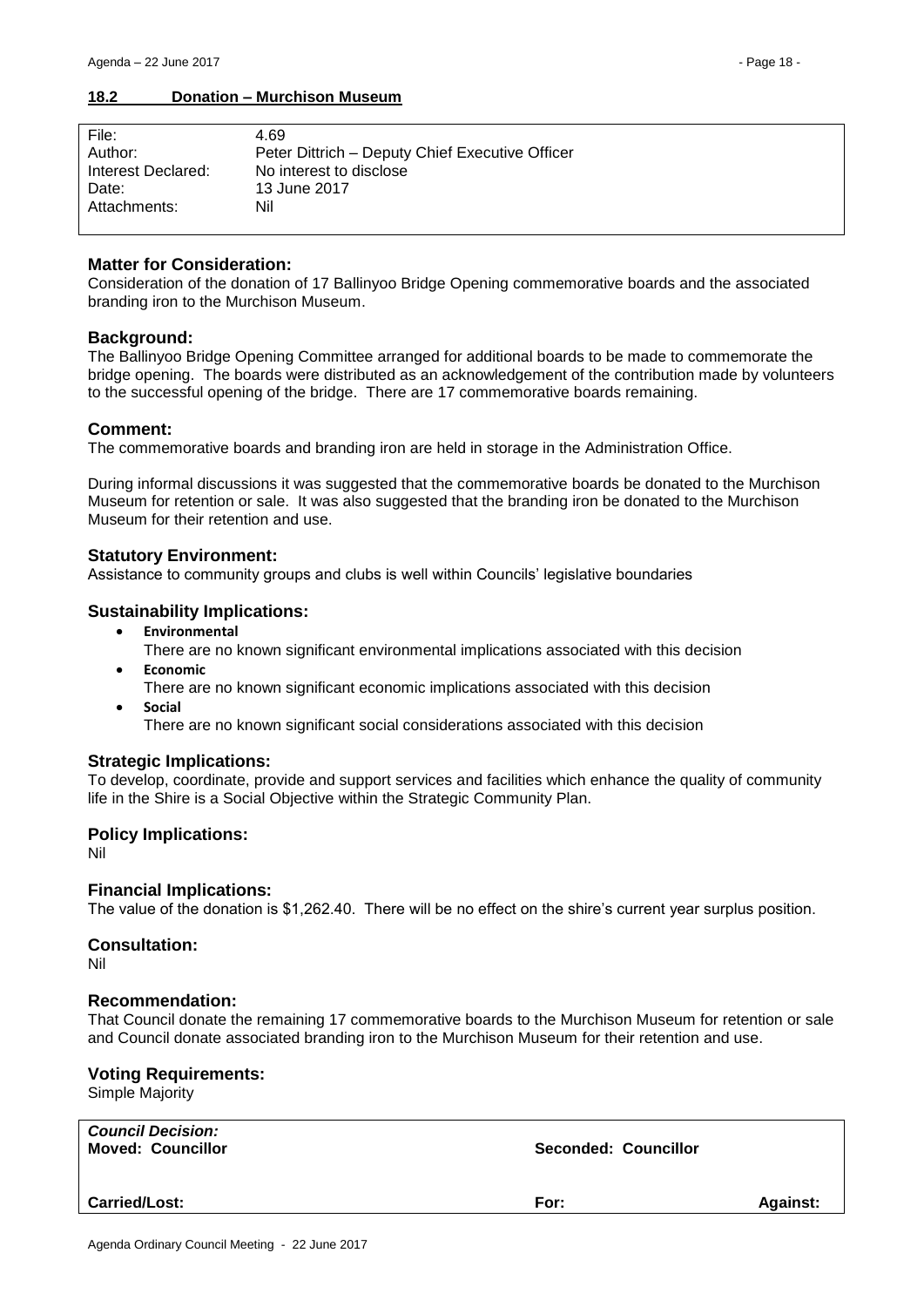## 18.2 Donation – Murchison Museum

| | |
|---|---|
| File: | 4.69 |
| Author: | Peter Dittrich – Deputy Chief Executive Officer |
| Interest Declared: | No interest to disclose |
| Date: | 13 June 2017 |
| Attachments: | Nil |

### Matter for Consideration:

Consideration of the donation of 17 Ballinyoo Bridge Opening commemorative boards and the associated branding iron to the Murchison Museum.

### Background:

The Ballinyoo Bridge Opening Committee arranged for additional boards to be made to commemorate the bridge opening. The boards were distributed as an acknowledgement of the contribution made by volunteers to the successful opening of the bridge. There are 17 commemorative boards remaining.

### Comment:

The commemorative boards and branding iron are held in storage in the Administration Office.

During informal discussions it was suggested that the commemorative boards be donated to the Murchison Museum for retention or sale. It was also suggested that the branding iron be donated to the Murchison Museum for their retention and use.

### Statutory Environment:

Assistance to community groups and clubs is well within Councils' legislative boundaries

### Sustainability Implications:

- **Environmental**
  There are no known significant environmental implications associated with this decision
- **Economic**
  There are no known significant economic implications associated with this decision
- **Social**
  There are no known significant social considerations associated with this decision

### Strategic Implications:

To develop, coordinate, provide and support services and facilities which enhance the quality of community life in the Shire is a Social Objective within the Strategic Community Plan.

### Policy Implications:

Nil

### Financial Implications:

The value of the donation is $1,262.40. There will be no effect on the shire's current year surplus position.

### Consultation:

Nil

### Recommendation:

That Council donate the remaining 17 commemorative boards to the Murchison Museum for retention or sale and Council donate associated branding iron to the Murchison Museum for their retention and use.

### Voting Requirements:

Simple Majority

| *Council Decision:* **Moved: Councillor** | **Seconded: Councillor** | |
|---|---|---|
| **Carried/Lost:** | **For:** | **Against:** |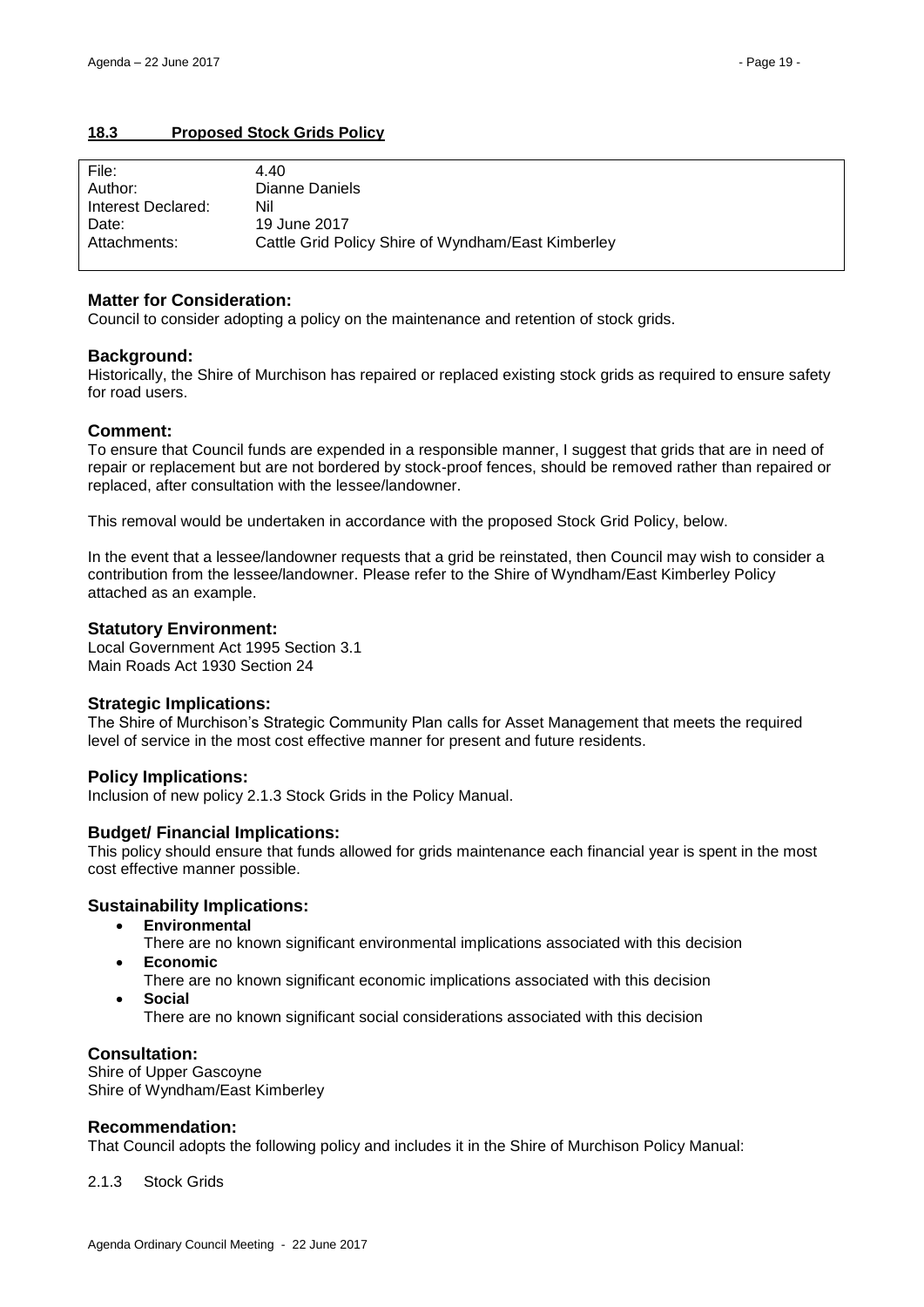## 18.3 Proposed Stock Grids Policy

| | |
|---|---|
| File: | 4.40 |
| Author: | Dianne Daniels |
| Interest Declared: | Nil |
| Date: | 19 June 2017 |
| Attachments: | Cattle Grid Policy Shire of Wyndham/East Kimberley |

### Matter for Consideration:

Council to consider adopting a policy on the maintenance and retention of stock grids.

### Background:

Historically, the Shire of Murchison has repaired or replaced existing stock grids as required to ensure safety for road users.

### Comment:

To ensure that Council funds are expended in a responsible manner, I suggest that grids that are in need of repair or replacement but are not bordered by stock-proof fences, should be removed rather than repaired or replaced, after consultation with the lessee/landowner.

This removal would be undertaken in accordance with the proposed Stock Grid Policy, below.

In the event that a lessee/landowner requests that a grid be reinstated, then Council may wish to consider a contribution from the lessee/landowner. Please refer to the Shire of Wyndham/East Kimberley Policy attached as an example.

### Statutory Environment:

Local Government Act 1995 Section 3.1
Main Roads Act 1930 Section 24

### Strategic Implications:

The Shire of Murchison's Strategic Community Plan calls for Asset Management that meets the required level of service in the most cost effective manner for present and future residents.

### Policy Implications:

Inclusion of new policy 2.1.3 Stock Grids in the Policy Manual.

### Budget/ Financial Implications:

This policy should ensure that funds allowed for grids maintenance each financial year is spent in the most cost effective manner possible.

### Sustainability Implications:

- **Environmental**
  There are no known significant environmental implications associated with this decision
- **Economic**
  There are no known significant economic implications associated with this decision
- **Social**
  There are no known significant social considerations associated with this decision

### Consultation:

Shire of Upper Gascoyne
Shire of Wyndham/East Kimberley

### Recommendation:

That Council adopts the following policy and includes it in the Shire of Murchison Policy Manual:

2.1.3 Stock Grids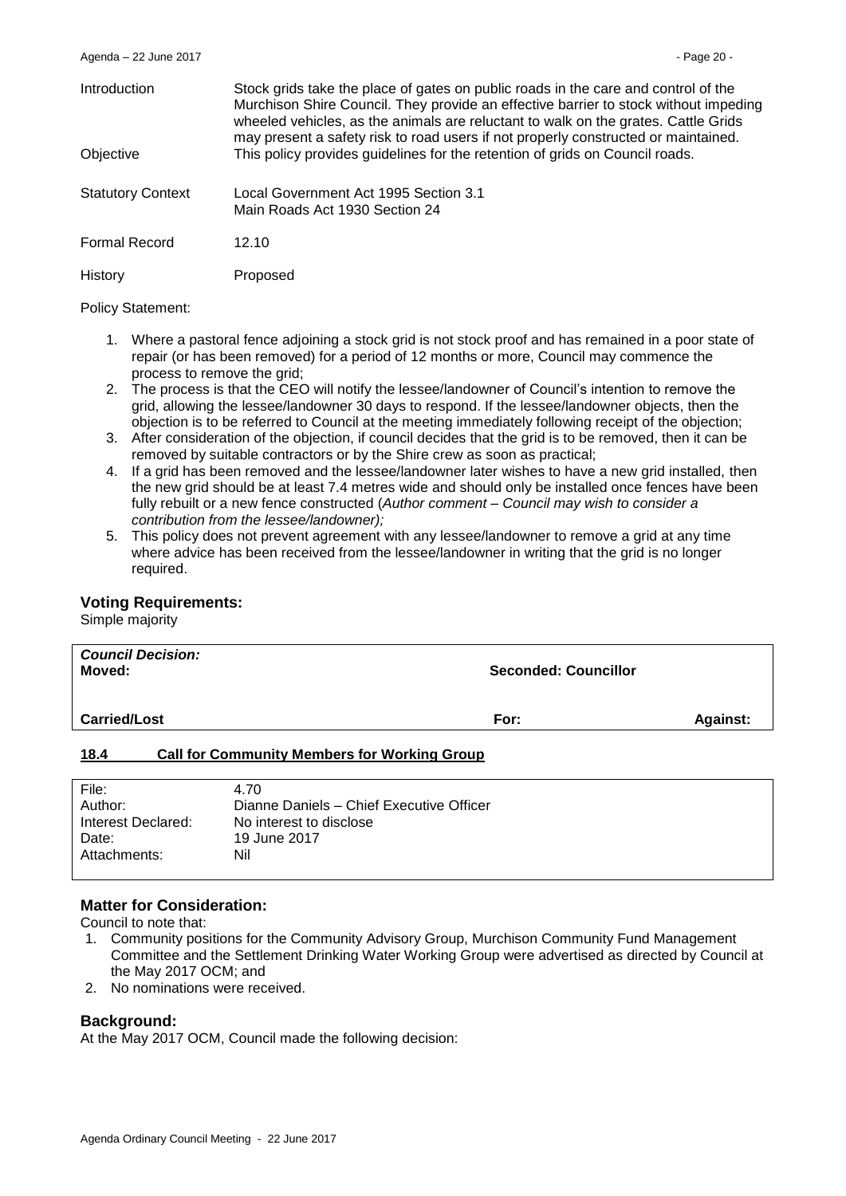| | |
|---|---|
| Introduction | Stock grids take the place of gates on public roads in the care and control of the Murchison Shire Council. They provide an effective barrier to stock without impeding wheeled vehicles, as the animals are reluctant to walk on the grates. Cattle Grids may present a safety risk to road users if not properly constructed or maintained. |
| Objective | This policy provides guidelines for the retention of grids on Council roads. |
| Statutory Context | Local Government Act 1995 Section 3.1<br>Main Roads Act 1930 Section 24 |
| Formal Record | 12.10 |
| History | Proposed |

Policy Statement:

1. Where a pastoral fence adjoining a stock grid is not stock proof and has remained in a poor state of repair (or has been removed) for a period of 12 months or more, Council may commence the process to remove the grid;
2. The process is that the CEO will notify the lessee/landowner of Council's intention to remove the grid, allowing the lessee/landowner 30 days to respond. If the lessee/landowner objects, then the objection is to be referred to Council at the meeting immediately following receipt of the objection;
3. After consideration of the objection, if council decides that the grid is to be removed, then it can be removed by suitable contractors or by the Shire crew as soon as practical;
4. If a grid has been removed and the lessee/landowner later wishes to have a new grid installed, then the new grid should be at least 7.4 metres wide and should only be installed once fences have been fully rebuilt or a new fence constructed (*Author comment – Council may wish to consider a contribution from the lessee/landowner);*
5. This policy does not prevent agreement with any lessee/landowner to remove a grid at any time where advice has been received from the lessee/landowner in writing that the grid is no longer required.

### Voting Requirements:

Simple majority

| ***Council Decision:***<br>**Moved:** | **Seconded: Councillor** | |
|---|---|---|
| **Carried/Lost** | **For:** | **Against:** |

## 18.4 Call for Community Members for Working Group

| | |
|---|---|
| File: | 4.70 |
| Author: | Dianne Daniels – Chief Executive Officer |
| Interest Declared: | No interest to disclose |
| Date: | 19 June 2017 |
| Attachments: | Nil |

### Matter for Consideration:

Council to note that:

1. Community positions for the Community Advisory Group, Murchison Community Fund Management Committee and the Settlement Drinking Water Working Group were advertised as directed by Council at the May 2017 OCM; and
2. No nominations were received.

### Background:

At the May 2017 OCM, Council made the following decision: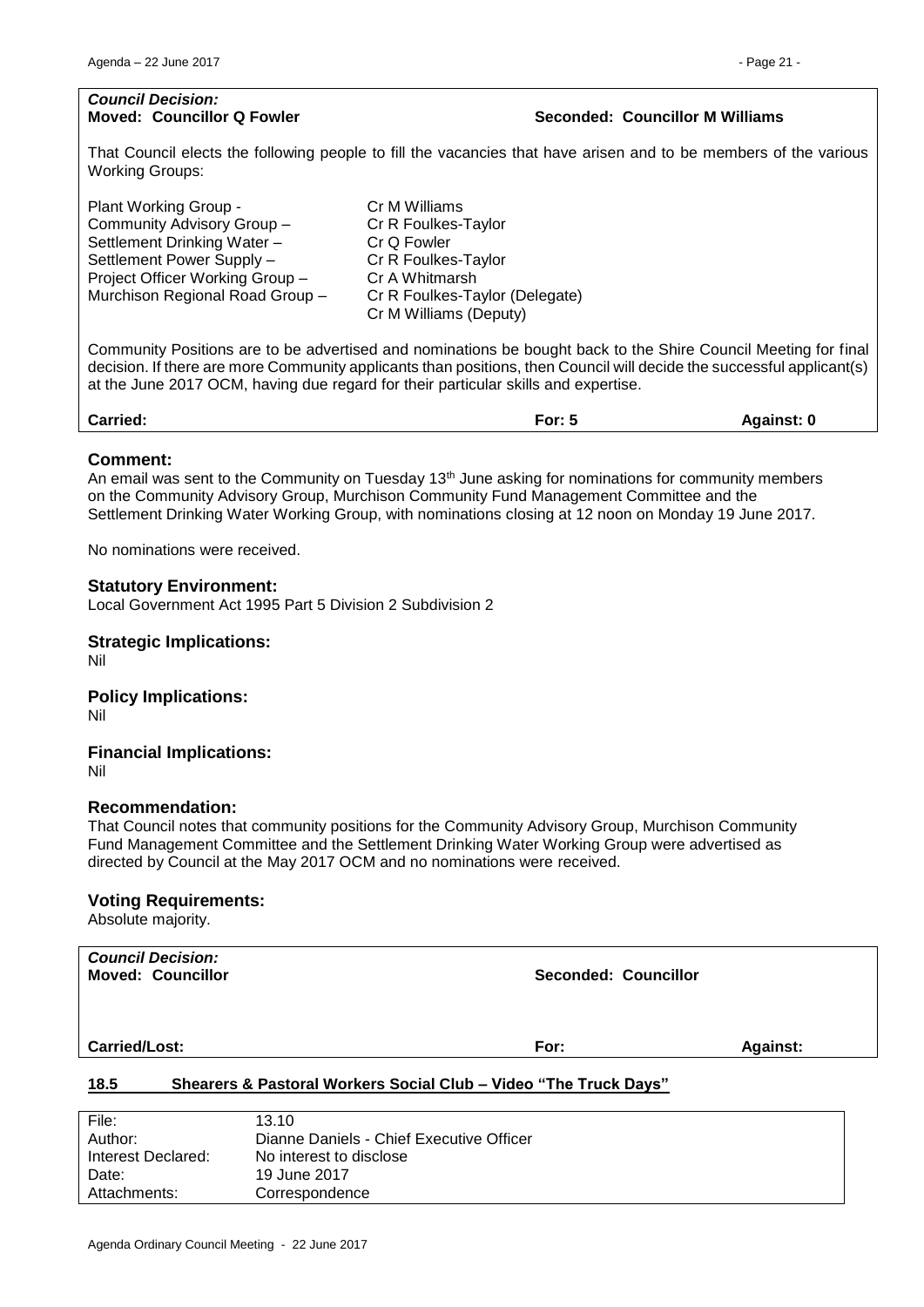***Council Decision:***

**Moved: Councillor Q Fowler** **Seconded: Councillor M Williams**

That Council elects the following people to fill the vacancies that have arisen and to be members of the various Working Groups:

| | |
|---|---|
| Plant Working Group - | Cr M Williams |
| Community Advisory Group – | Cr R Foulkes-Taylor |
| Settlement Drinking Water – | Cr Q Fowler |
| Settlement Power Supply – | Cr R Foulkes-Taylor |
| Project Officer Working Group – | Cr A Whitmarsh |
| Murchison Regional Road Group – | Cr R Foulkes-Taylor (Delegate) |
| | Cr M Williams (Deputy) |

Community Positions are to be advertised and nominations be bought back to the Shire Council Meeting for final decision. If there are more Community applicants than positions, then Council will decide the successful applicant(s) at the June 2017 OCM, having due regard for their particular skills and expertise.

**Carried:** **For: 5** **Against: 0**

## Comment:

An email was sent to the Community on Tuesday 13th June asking for nominations for community members on the Community Advisory Group, Murchison Community Fund Management Committee and the Settlement Drinking Water Working Group, with nominations closing at 12 noon on Monday 19 June 2017.

No nominations were received.

## Statutory Environment:

Local Government Act 1995 Part 5 Division 2 Subdivision 2

## Strategic Implications:

Nil

## Policy Implications:

Nil

## Financial Implications:

Nil

## Recommendation:

That Council notes that community positions for the Community Advisory Group, Murchison Community Fund Management Committee and the Settlement Drinking Water Working Group were advertised as directed by Council at the May 2017 OCM and no nominations were received.

## Voting Requirements:

Absolute majority.

***Council Decision:***

**Moved: Councillor** **Seconded: Councillor**

**Carried/Lost:** **For:** **Against:**

## 18.5 Shearers & Pastoral Workers Social Club – Video "The Truck Days"

| | |
|---|---|
| File: | 13.10 |
| Author: | Dianne Daniels - Chief Executive Officer |
| Interest Declared: | No interest to disclose |
| Date: | 19 June 2017 |
| Attachments: | Correspondence |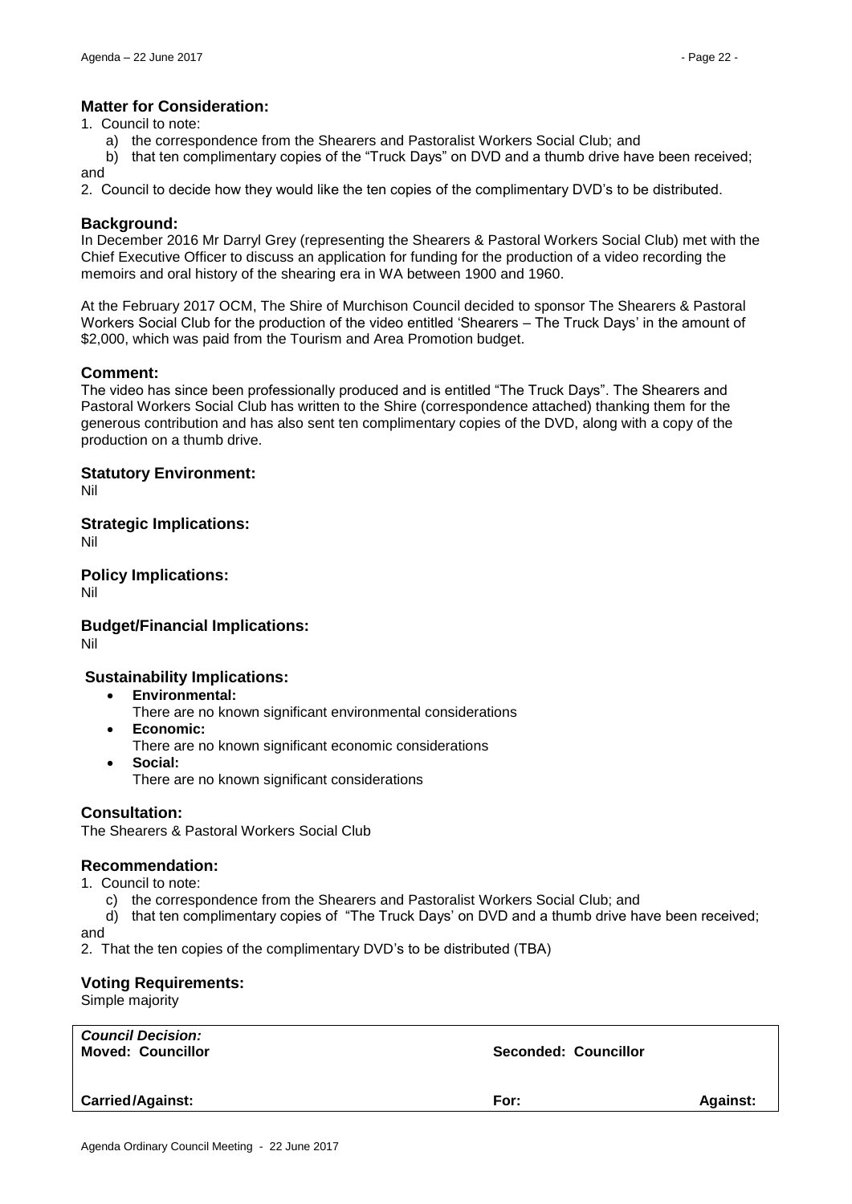### Matter for Consideration:

1. Council to note:
   a) the correspondence from the Shearers and Pastoralist Workers Social Club; and
   b) that ten complimentary copies of the "Truck Days" on DVD and a thumb drive have been received;

and

2. Council to decide how they would like the ten copies of the complimentary DVD's to be distributed.

### Background:

In December 2016 Mr Darryl Grey (representing the Shearers & Pastoral Workers Social Club) met with the Chief Executive Officer to discuss an application for funding for the production of a video recording the memoirs and oral history of the shearing era in WA between 1900 and 1960.

At the February 2017 OCM, The Shire of Murchison Council decided to sponsor The Shearers & Pastoral Workers Social Club for the production of the video entitled 'Shearers – The Truck Days' in the amount of $2,000, which was paid from the Tourism and Area Promotion budget.

### Comment:

The video has since been professionally produced and is entitled "The Truck Days". The Shearers and Pastoral Workers Social Club has written to the Shire (correspondence attached) thanking them for the generous contribution and has also sent ten complimentary copies of the DVD, along with a copy of the production on a thumb drive.

### Statutory Environment:

Nil

### Strategic Implications:

Nil

### Policy Implications:

Nil

### Budget/Financial Implications:

Nil

### Sustainability Implications:

- **Environmental:**
  There are no known significant environmental considerations
- **Economic:**
  There are no known significant economic considerations
- **Social:**
  There are no known significant considerations

### Consultation:

The Shearers & Pastoral Workers Social Club

### Recommendation:

1. Council to note:
   c) the correspondence from the Shearers and Pastoralist Workers Social Club; and
   d) that ten complimentary copies of "The Truck Days' on DVD and a thumb drive have been received;

and

2. That the ten copies of the complimentary DVD's to be distributed (TBA)

### Voting Requirements:

Simple majority

| *Council Decision:* **Moved: Councillor** | **Seconded: Councillor** | |
|---|---|---|
| **Carried/Against:** | **For:** | **Against:** |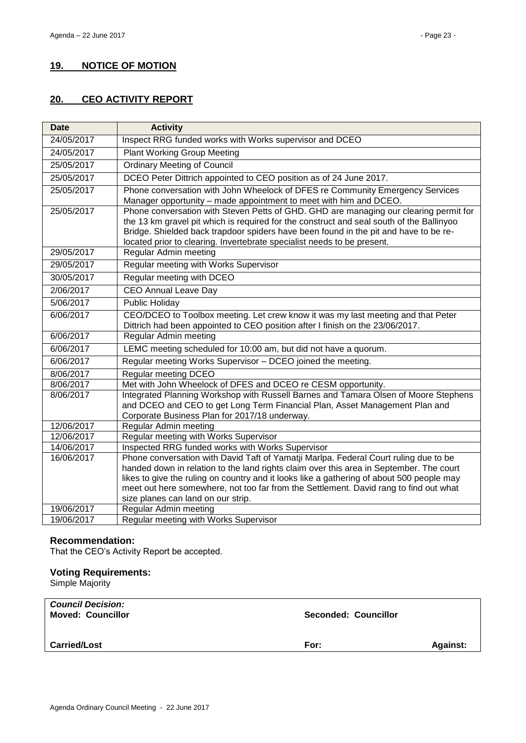## 19. NOTICE OF MOTION

## 20. CEO ACTIVITY REPORT

| Date | Activity |
|---|---|
| 24/05/2017 | Inspect RRG funded works with Works supervisor and DCEO |
| 24/05/2017 | Plant Working Group Meeting |
| 25/05/2017 | Ordinary Meeting of Council |
| 25/05/2017 | DCEO Peter Dittrich appointed to CEO position as of 24 June 2017. |
| 25/05/2017 | Phone conversation with John Wheelock of DFES re Community Emergency Services Manager opportunity – made appointment to meet with him and DCEO. |
| 25/05/2017 | Phone conversation with Steven Petts of GHD. GHD are managing our clearing permit for the 13 km gravel pit which is required for the construct and seal south of the Ballinyoo Bridge. Shielded back trapdoor spiders have been found in the pit and have to be re-located prior to clearing. Invertebrate specialist needs to be present. |
| 29/05/2017 | Regular Admin meeting |
| 29/05/2017 | Regular meeting with Works Supervisor |
| 30/05/2017 | Regular meeting with DCEO |
| 2/06/2017 | CEO Annual Leave Day |
| 5/06/2017 | Public Holiday |
| 6/06/2017 | CEO/DCEO to Toolbox meeting. Let crew know it was my last meeting and that Peter Dittrich had been appointed to CEO position after I finish on the 23/06/2017. |
| 6/06/2017 | Regular Admin meeting |
| 6/06/2017 | LEMC meeting scheduled for 10:00 am, but did not have a quorum. |
| 6/06/2017 | Regular meeting Works Supervisor – DCEO joined the meeting. |
| 8/06/2017 | Regular meeting DCEO |
| 8/06/2017 | Met with John Wheelock of DFES and DCEO re CESM opportunity. |
| 8/06/2017 | Integrated Planning Workshop with Russell Barnes and Tamara Olsen of Moore Stephens and DCEO and CEO to get Long Term Financial Plan, Asset Management Plan and Corporate Business Plan for 2017/18 underway. |
| 12/06/2017 | Regular Admin meeting |
| 12/06/2017 | Regular meeting with Works Supervisor |
| 14/06/2017 | Inspected RRG funded works with Works Supervisor |
| 16/06/2017 | Phone conversation with David Taft of Yamatji Marlpa. Federal Court ruling due to be handed down in relation to the land rights claim over this area in September. The court likes to give the ruling on country and it looks like a gathering of about 500 people may meet out here somewhere, not too far from the Settlement. David rang to find out what size planes can land on our strip. |
| 19/06/2017 | Regular Admin meeting |
| 19/06/2017 | Regular meeting with Works Supervisor |

### Recommendation:

That the CEO's Activity Report be accepted.

### Voting Requirements:

Simple Majority

| *Council Decision:* <br> **Moved: Councillor** | **Seconded: Councillor** | |
|---|---|---|
| **Carried/Lost** | **For:** | **Against:** |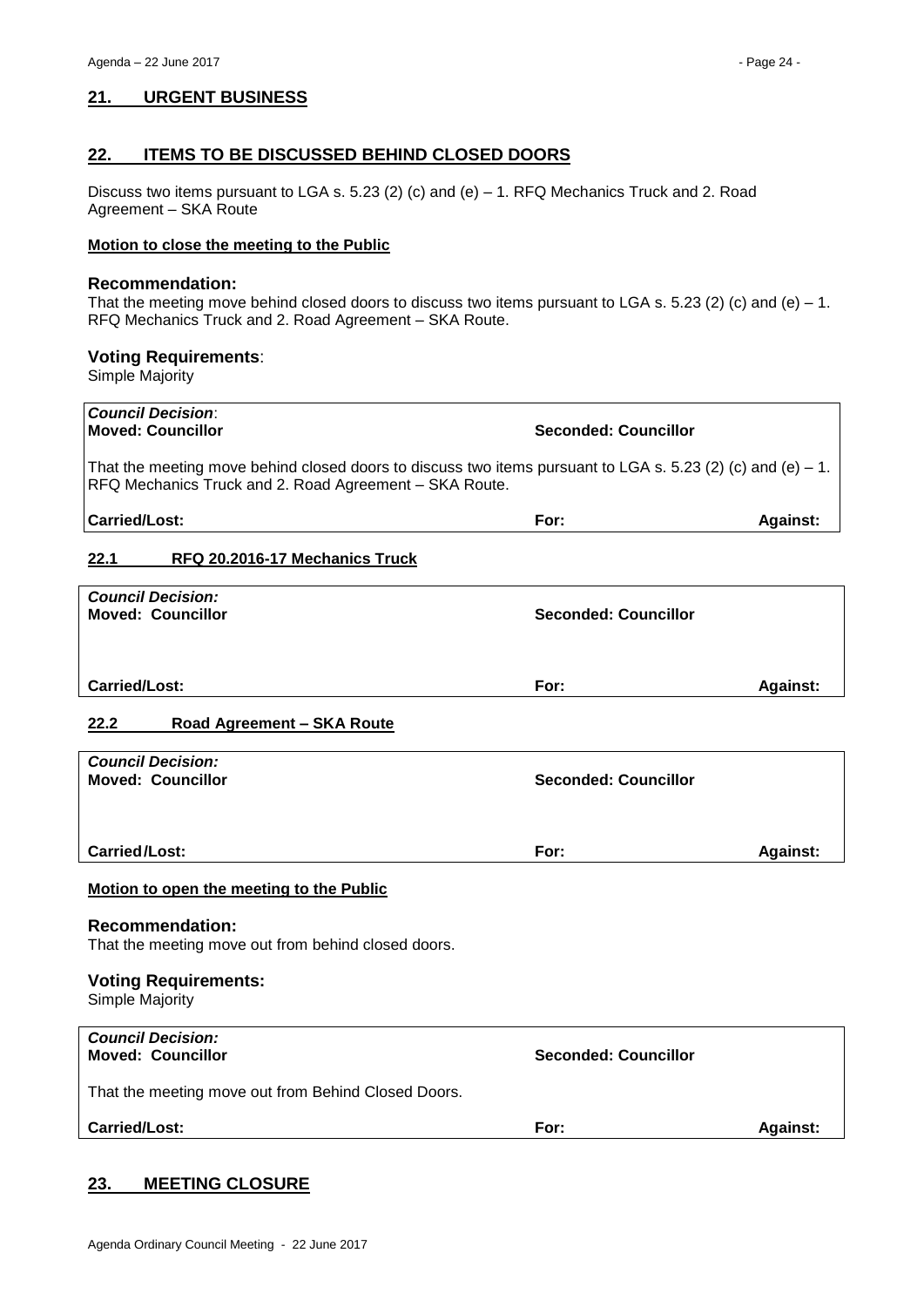## 21. URGENT BUSINESS

## 22. ITEMS TO BE DISCUSSED BEHIND CLOSED DOORS

Discuss two items pursuant to LGA s. 5.23 (2) (c) and (e) – 1. RFQ Mechanics Truck and 2. Road Agreement – SKA Route

**Motion to close the meeting to the Public**

### Recommendation:

That the meeting move behind closed doors to discuss two items pursuant to LGA s. 5.23 (2) (c) and (e) – 1. RFQ Mechanics Truck and 2. Road Agreement – SKA Route.

### Voting Requirements:

Simple Majority

| | | |
|---|---|---|
| ***Council Decision*:** | | |
| **Moved: Councillor** | **Seconded: Councillor** | |
| That the meeting move behind closed doors to discuss two items pursuant to LGA s. 5.23 (2) (c) and (e) – 1. RFQ Mechanics Truck and 2. Road Agreement – SKA Route. | | |
| **Carried/Lost:** | **For:** | **Against:** |

### 22.1 RFQ 20.2016-17 Mechanics Truck

| | | |
|---|---|---|
| ***Council Decision:*** | | |
| **Moved: Councillor** | **Seconded: Councillor** | |
| **Carried/Lost:** | **For:** | **Against:** |

### 22.2 Road Agreement – SKA Route

| | | |
|---|---|---|
| ***Council Decision:*** | | |
| **Moved: Councillor** | **Seconded: Councillor** | |
| **Carried/Lost:** | **For:** | **Against:** |

**Motion to open the meeting to the Public**

### Recommendation:

That the meeting move out from behind closed doors.

### Voting Requirements:

Simple Majority

| | | |
|---|---|---|
| ***Council Decision:*** | | |
| **Moved: Councillor** | **Seconded: Councillor** | |
| That the meeting move out from Behind Closed Doors. | | |
| **Carried/Lost:** | **For:** | **Against:** |

## 23. MEETING CLOSURE